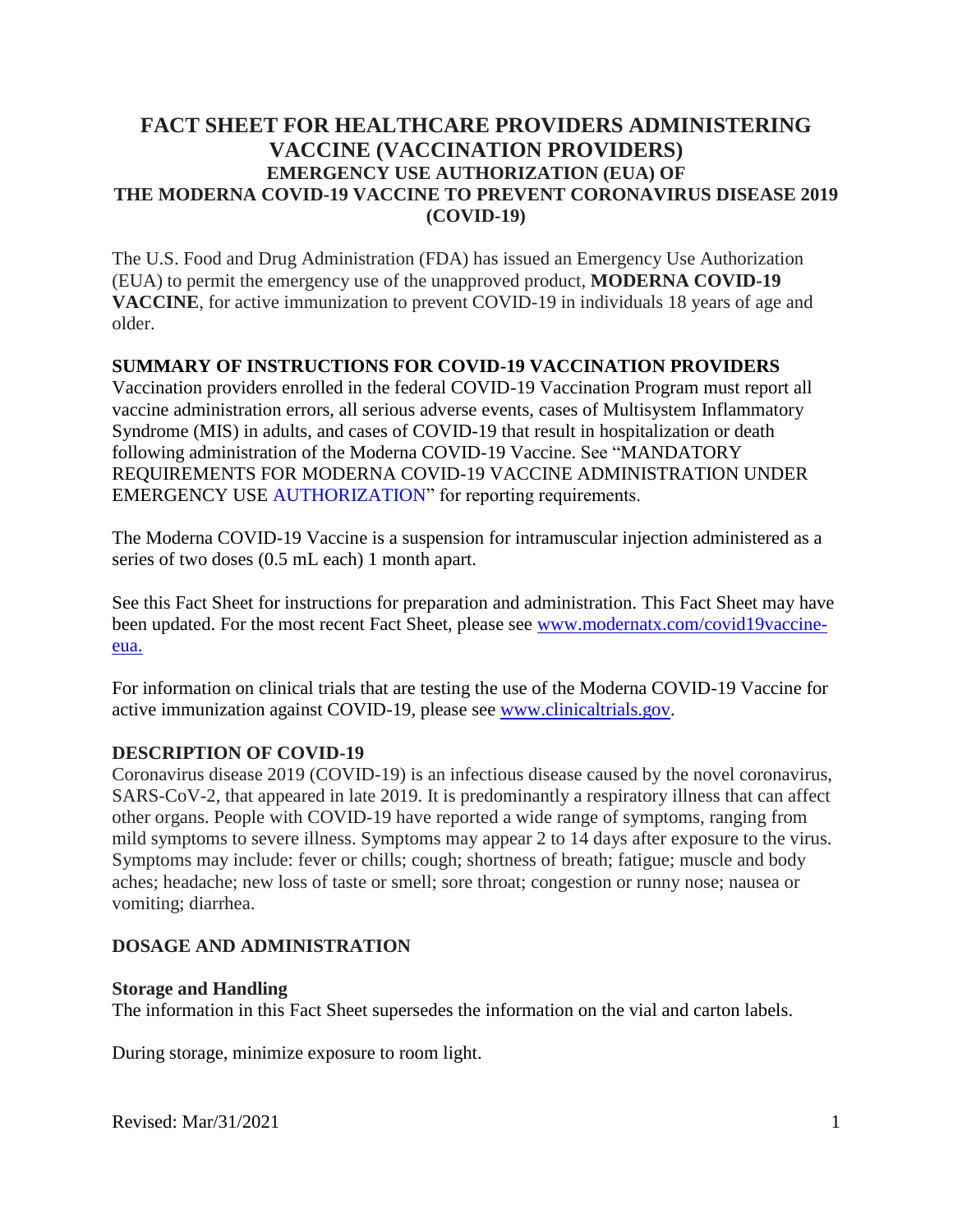# FACT SHEET FOR HEALTHCARE PROVIDERS ADMINISTERING VACCINE (VACCINATION PROVIDERS)

## EMERGENCY USE AUTHORIZATION (EUA) OF THE MODERNA COVID-19 VACCINE TO PREVENT CORONAVIRUS DISEASE 2019 (COVID-19)

The U.S. Food and Drug Administration (FDA) has issued an Emergency Use Authorization (EUA) to permit the emergency use of the unapproved product, **MODERNA COVID-19 VACCINE**, for active immunization to prevent COVID-19 in individuals 18 years of age and older.

**SUMMARY OF INSTRUCTIONS FOR COVID-19 VACCINATION PROVIDERS**

Vaccination providers enrolled in the federal COVID-19 Vaccination Program must report all vaccine administration errors, all serious adverse events, cases of Multisystem Inflammatory Syndrome (MIS) in adults, and cases of COVID-19 that result in hospitalization or death following administration of the Moderna COVID-19 Vaccine. See "MANDATORY REQUIREMENTS FOR MODERNA COVID-19 VACCINE ADMINISTRATION UNDER EMERGENCY USE AUTHORIZATION" for reporting requirements.

The Moderna COVID-19 Vaccine is a suspension for intramuscular injection administered as a series of two doses (0.5 mL each) 1 month apart.

See this Fact Sheet for instructions for preparation and administration. This Fact Sheet may have been updated. For the most recent Fact Sheet, please see [www.modernatx.com/covid19vaccine-eua.](www.modernatx.com/covid19vaccine-eua)

For information on clinical trials that are testing the use of the Moderna COVID-19 Vaccine for active immunization against COVID-19, please see [www.clinicaltrials.gov](www.clinicaltrials.gov).

**DESCRIPTION OF COVID-19**

Coronavirus disease 2019 (COVID-19) is an infectious disease caused by the novel coronavirus, SARS-CoV-2, that appeared in late 2019. It is predominantly a respiratory illness that can affect other organs. People with COVID-19 have reported a wide range of symptoms, ranging from mild symptoms to severe illness. Symptoms may appear 2 to 14 days after exposure to the virus. Symptoms may include: fever or chills; cough; shortness of breath; fatigue; muscle and body aches; headache; new loss of taste or smell; sore throat; congestion or runny nose; nausea or vomiting; diarrhea.

**DOSAGE AND ADMINISTRATION**

**Storage and Handling**

The information in this Fact Sheet supersedes the information on the vial and carton labels.

During storage, minimize exposure to room light.

Revised: Mar/31/2021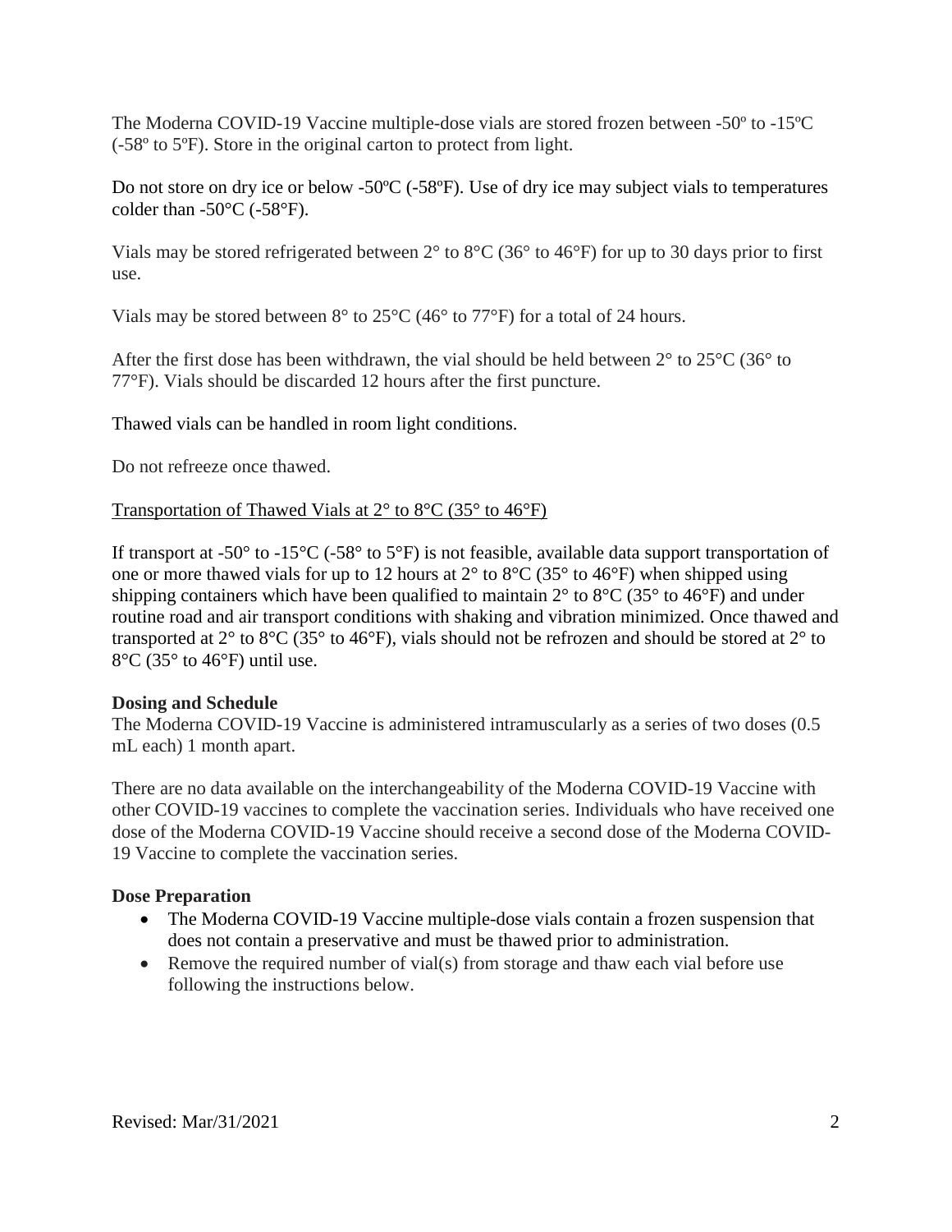The Moderna COVID-19 Vaccine multiple-dose vials are stored frozen between -50º to -15ºC (-58º to 5ºF). Store in the original carton to protect from light.

Do not store on dry ice or below -50ºC (-58ºF). Use of dry ice may subject vials to temperatures colder than -50°C (-58°F).

Vials may be stored refrigerated between 2° to 8°C (36° to 46°F) for up to 30 days prior to first use.

Vials may be stored between 8° to 25°C (46° to 77°F) for a total of 24 hours.

After the first dose has been withdrawn, the vial should be held between 2° to 25°C (36° to 77°F). Vials should be discarded 12 hours after the first puncture.

Thawed vials can be handled in room light conditions.

Do not refreeze once thawed.

<u>Transportation of Thawed Vials at 2° to 8°C (35° to 46°F)</u>

If transport at -50° to -15°C (-58° to 5°F) is not feasible, available data support transportation of one or more thawed vials for up to 12 hours at 2° to 8°C (35° to 46°F) when shipped using shipping containers which have been qualified to maintain 2° to 8°C (35° to 46°F) and under routine road and air transport conditions with shaking and vibration minimized. Once thawed and transported at 2° to 8°C (35° to 46°F), vials should not be refrozen and should be stored at 2° to 8°C (35° to 46°F) until use.

**Dosing and Schedule**

The Moderna COVID-19 Vaccine is administered intramuscularly as a series of two doses (0.5 mL each) 1 month apart.

There are no data available on the interchangeability of the Moderna COVID-19 Vaccine with other COVID-19 vaccines to complete the vaccination series. Individuals who have received one dose of the Moderna COVID-19 Vaccine should receive a second dose of the Moderna COVID-19 Vaccine to complete the vaccination series.

**Dose Preparation**

- The Moderna COVID-19 Vaccine multiple-dose vials contain a frozen suspension that does not contain a preservative and must be thawed prior to administration.
- Remove the required number of vial(s) from storage and thaw each vial before use following the instructions below.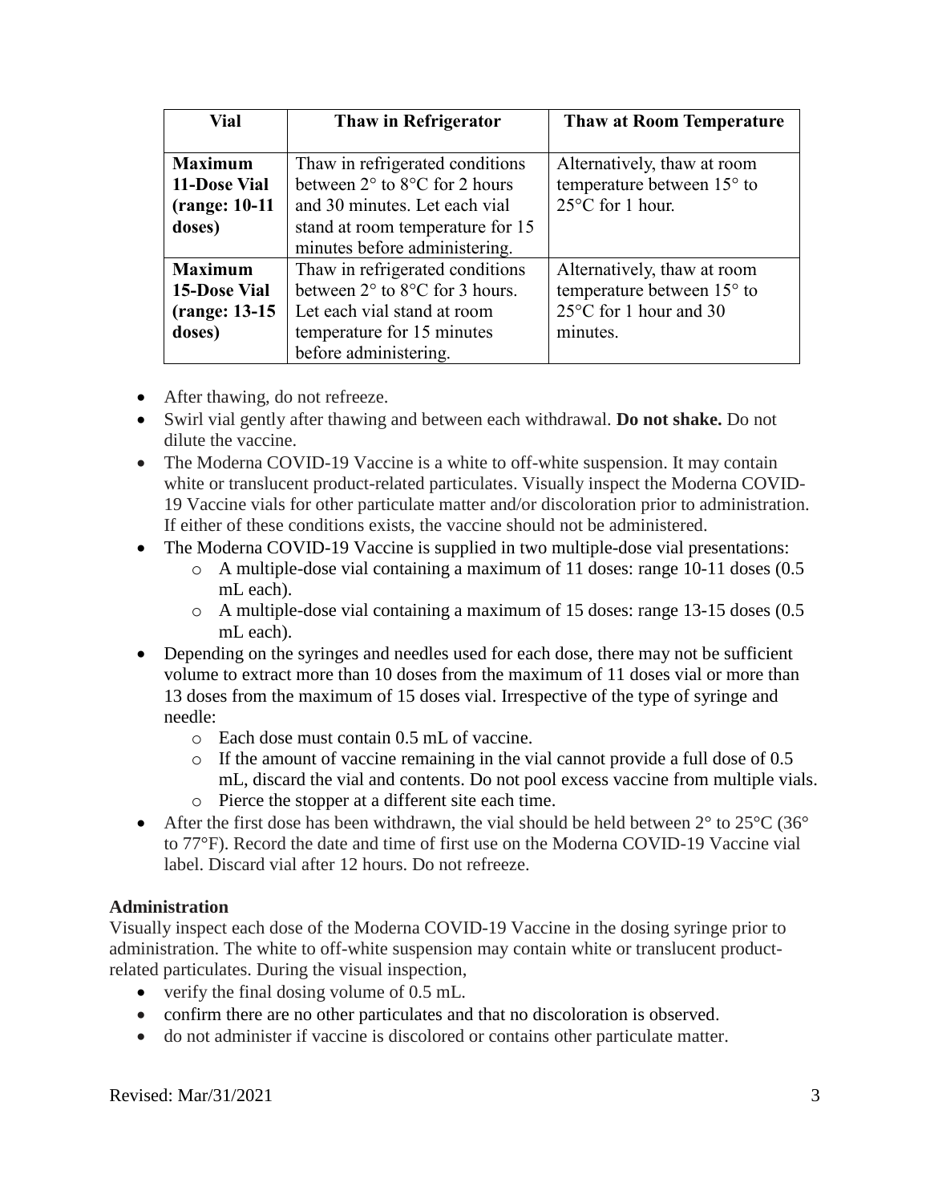| Vial | Thaw in Refrigerator | Thaw at Room Temperature |
|---|---|---|
| **Maximum 11-Dose Vial (range: 10-11 doses)** | Thaw in refrigerated conditions between 2° to 8°C for 2 hours and 30 minutes. Let each vial stand at room temperature for 15 minutes before administering. | Alternatively, thaw at room temperature between 15° to 25°C for 1 hour. |
| **Maximum 15-Dose Vial (range: 13-15 doses)** | Thaw in refrigerated conditions between 2° to 8°C for 3 hours. Let each vial stand at room temperature for 15 minutes before administering. | Alternatively, thaw at room temperature between 15° to 25°C for 1 hour and 30 minutes. |

- After thawing, do not refreeze.
- Swirl vial gently after thawing and between each withdrawal. **Do not shake.** Do not dilute the vaccine.
- The Moderna COVID-19 Vaccine is a white to off-white suspension. It may contain white or translucent product-related particulates. Visually inspect the Moderna COVID-19 Vaccine vials for other particulate matter and/or discoloration prior to administration. If either of these conditions exists, the vaccine should not be administered.
- The Moderna COVID-19 Vaccine is supplied in two multiple-dose vial presentations:
  - A multiple-dose vial containing a maximum of 11 doses: range 10-11 doses (0.5 mL each).
  - A multiple-dose vial containing a maximum of 15 doses: range 13-15 doses (0.5 mL each).
- Depending on the syringes and needles used for each dose, there may not be sufficient volume to extract more than 10 doses from the maximum of 11 doses vial or more than 13 doses from the maximum of 15 doses vial. Irrespective of the type of syringe and needle:
  - Each dose must contain 0.5 mL of vaccine.
  - If the amount of vaccine remaining in the vial cannot provide a full dose of 0.5 mL, discard the vial and contents. Do not pool excess vaccine from multiple vials.
  - Pierce the stopper at a different site each time.
- After the first dose has been withdrawn, the vial should be held between 2° to 25°C (36° to 77°F). Record the date and time of first use on the Moderna COVID-19 Vaccine vial label. Discard vial after 12 hours. Do not refreeze.

**Administration**

Visually inspect each dose of the Moderna COVID-19 Vaccine in the dosing syringe prior to administration. The white to off-white suspension may contain white or translucent product-related particulates. During the visual inspection,

- verify the final dosing volume of 0.5 mL.
- confirm there are no other particulates and that no discoloration is observed.
- do not administer if vaccine is discolored or contains other particulate matter.

Revised: Mar/31/2021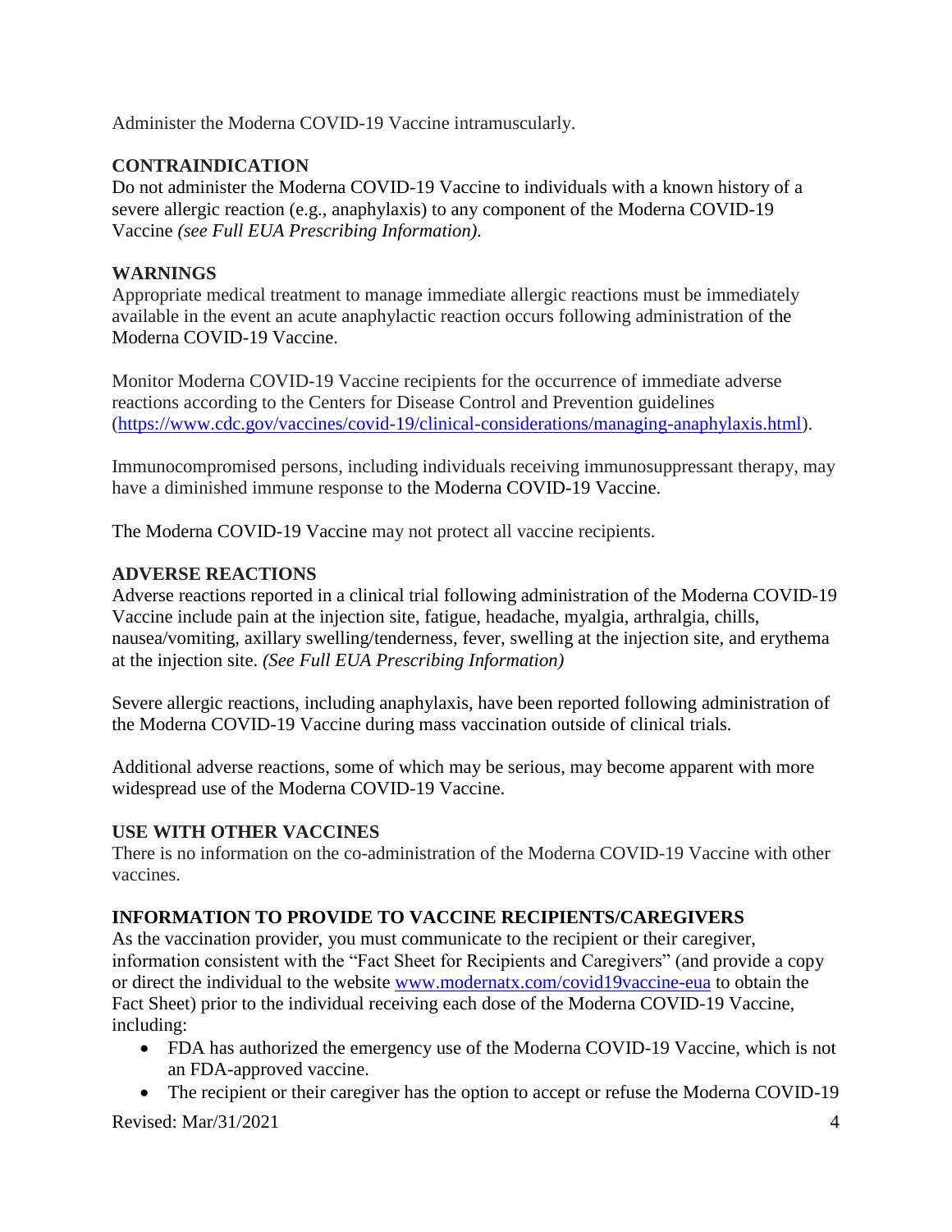Administer the Moderna COVID-19 Vaccine intramuscularly.

## CONTRAINDICATION

Do not administer the Moderna COVID-19 Vaccine to individuals with a known history of a severe allergic reaction (e.g., anaphylaxis) to any component of the Moderna COVID-19 Vaccine *(see Full EUA Prescribing Information).*

## WARNINGS

Appropriate medical treatment to manage immediate allergic reactions must be immediately available in the event an acute anaphylactic reaction occurs following administration of the Moderna COVID-19 Vaccine.

Monitor Moderna COVID-19 Vaccine recipients for the occurrence of immediate adverse reactions according to the Centers for Disease Control and Prevention guidelines (https://www.cdc.gov/vaccines/covid-19/clinical-considerations/managing-anaphylaxis.html).

Immunocompromised persons, including individuals receiving immunosuppressant therapy, may have a diminished immune response to the Moderna COVID-19 Vaccine.

The Moderna COVID-19 Vaccine may not protect all vaccine recipients.

## ADVERSE REACTIONS

Adverse reactions reported in a clinical trial following administration of the Moderna COVID-19 Vaccine include pain at the injection site, fatigue, headache, myalgia, arthralgia, chills, nausea/vomiting, axillary swelling/tenderness, fever, swelling at the injection site, and erythema at the injection site. *(See Full EUA Prescribing Information)*

Severe allergic reactions, including anaphylaxis, have been reported following administration of the Moderna COVID-19 Vaccine during mass vaccination outside of clinical trials.

Additional adverse reactions, some of which may be serious, may become apparent with more widespread use of the Moderna COVID-19 Vaccine.

## USE WITH OTHER VACCINES

There is no information on the co-administration of the Moderna COVID-19 Vaccine with other vaccines.

## INFORMATION TO PROVIDE TO VACCINE RECIPIENTS/CAREGIVERS

As the vaccination provider, you must communicate to the recipient or their caregiver, information consistent with the "Fact Sheet for Recipients and Caregivers" (and provide a copy or direct the individual to the website www.modernatx.com/covid19vaccine-eua to obtain the Fact Sheet) prior to the individual receiving each dose of the Moderna COVID-19 Vaccine, including:

- FDA has authorized the emergency use of the Moderna COVID-19 Vaccine, which is not an FDA-approved vaccine.
- The recipient or their caregiver has the option to accept or refuse the Moderna COVID-19

Revised: Mar/31/2021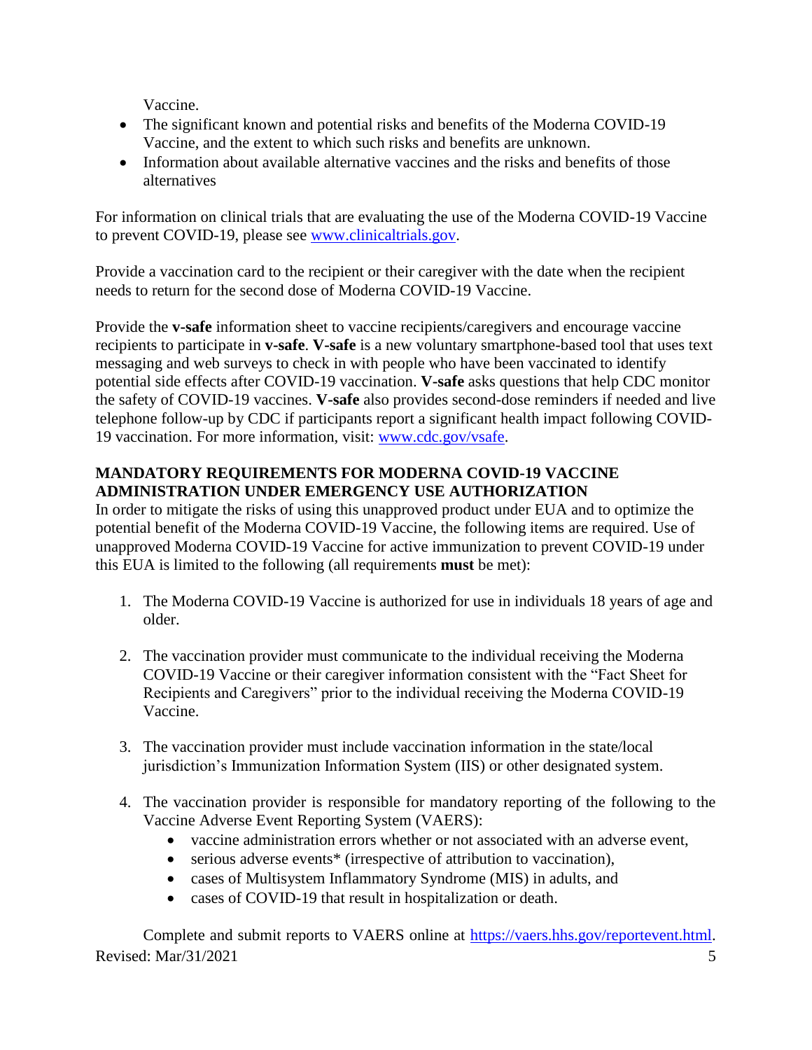Vaccine.

- The significant known and potential risks and benefits of the Moderna COVID-19 Vaccine, and the extent to which such risks and benefits are unknown.
- Information about available alternative vaccines and the risks and benefits of those alternatives

For information on clinical trials that are evaluating the use of the Moderna COVID-19 Vaccine to prevent COVID-19, please see [www.clinicaltrials.gov](www.clinicaltrials.gov).

Provide a vaccination card to the recipient or their caregiver with the date when the recipient needs to return for the second dose of Moderna COVID-19 Vaccine.

Provide the **v-safe** information sheet to vaccine recipients/caregivers and encourage vaccine recipients to participate in **v-safe**. **V-safe** is a new voluntary smartphone-based tool that uses text messaging and web surveys to check in with people who have been vaccinated to identify potential side effects after COVID-19 vaccination. **V-safe** asks questions that help CDC monitor the safety of COVID-19 vaccines. **V-safe** also provides second-dose reminders if needed and live telephone follow-up by CDC if participants report a significant health impact following COVID-19 vaccination. For more information, visit: [www.cdc.gov/vsafe](www.cdc.gov/vsafe).

## MANDATORY REQUIREMENTS FOR MODERNA COVID-19 VACCINE ADMINISTRATION UNDER EMERGENCY USE AUTHORIZATION

In order to mitigate the risks of using this unapproved product under EUA and to optimize the potential benefit of the Moderna COVID-19 Vaccine, the following items are required. Use of unapproved Moderna COVID-19 Vaccine for active immunization to prevent COVID-19 under this EUA is limited to the following (all requirements **must** be met):

1. The Moderna COVID-19 Vaccine is authorized for use in individuals 18 years of age and older.

2. The vaccination provider must communicate to the individual receiving the Moderna COVID-19 Vaccine or their caregiver information consistent with the "Fact Sheet for Recipients and Caregivers" prior to the individual receiving the Moderna COVID-19 Vaccine.

3. The vaccination provider must include vaccination information in the state/local jurisdiction's Immunization Information System (IIS) or other designated system.

4. The vaccination provider is responsible for mandatory reporting of the following to the Vaccine Adverse Event Reporting System (VAERS):
   - vaccine administration errors whether or not associated with an adverse event,
   - serious adverse events* (irrespective of attribution to vaccination),
   - cases of Multisystem Inflammatory Syndrome (MIS) in adults, and
   - cases of COVID-19 that result in hospitalization or death.

   Complete and submit reports to VAERS online at [https://vaers.hhs.gov/reportevent.html](https://vaers.hhs.gov/reportevent.html).

Revised: Mar/31/2021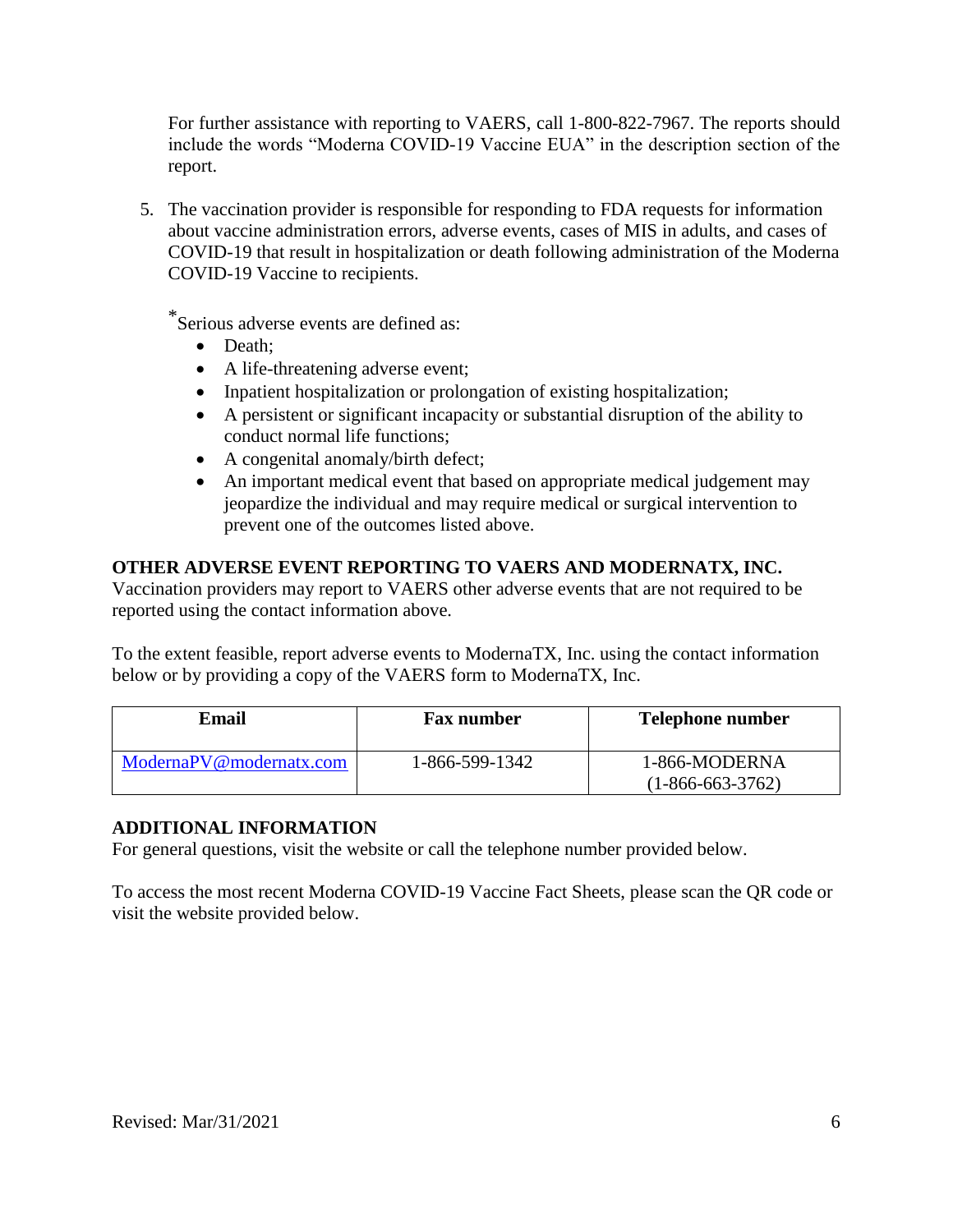For further assistance with reporting to VAERS, call 1-800-822-7967. The reports should include the words "Moderna COVID-19 Vaccine EUA" in the description section of the report.

5. The vaccination provider is responsible for responding to FDA requests for information about vaccine administration errors, adverse events, cases of MIS in adults, and cases of COVID-19 that result in hospitalization or death following administration of the Moderna COVID-19 Vaccine to recipients.

*Serious adverse events are defined as:
- Death;
- A life-threatening adverse event;
- Inpatient hospitalization or prolongation of existing hospitalization;
- A persistent or significant incapacity or substantial disruption of the ability to conduct normal life functions;
- A congenital anomaly/birth defect;
- An important medical event that based on appropriate medical judgement may jeopardize the individual and may require medical or surgical intervention to prevent one of the outcomes listed above.

**OTHER ADVERSE EVENT REPORTING TO VAERS AND MODERNATX, INC.**
Vaccination providers may report to VAERS other adverse events that are not required to be reported using the contact information above.

To the extent feasible, report adverse events to ModernaTX, Inc. using the contact information below or by providing a copy of the VAERS form to ModernaTX, Inc.

| Email | Fax number | Telephone number |
|---|---|---|
| ModernaPV@modernatx.com | 1-866-599-1342 | 1-866-MODERNA (1-866-663-3762) |

**ADDITIONAL INFORMATION**
For general questions, visit the website or call the telephone number provided below.

To access the most recent Moderna COVID-19 Vaccine Fact Sheets, please scan the QR code or visit the website provided below.

Revised: Mar/31/2021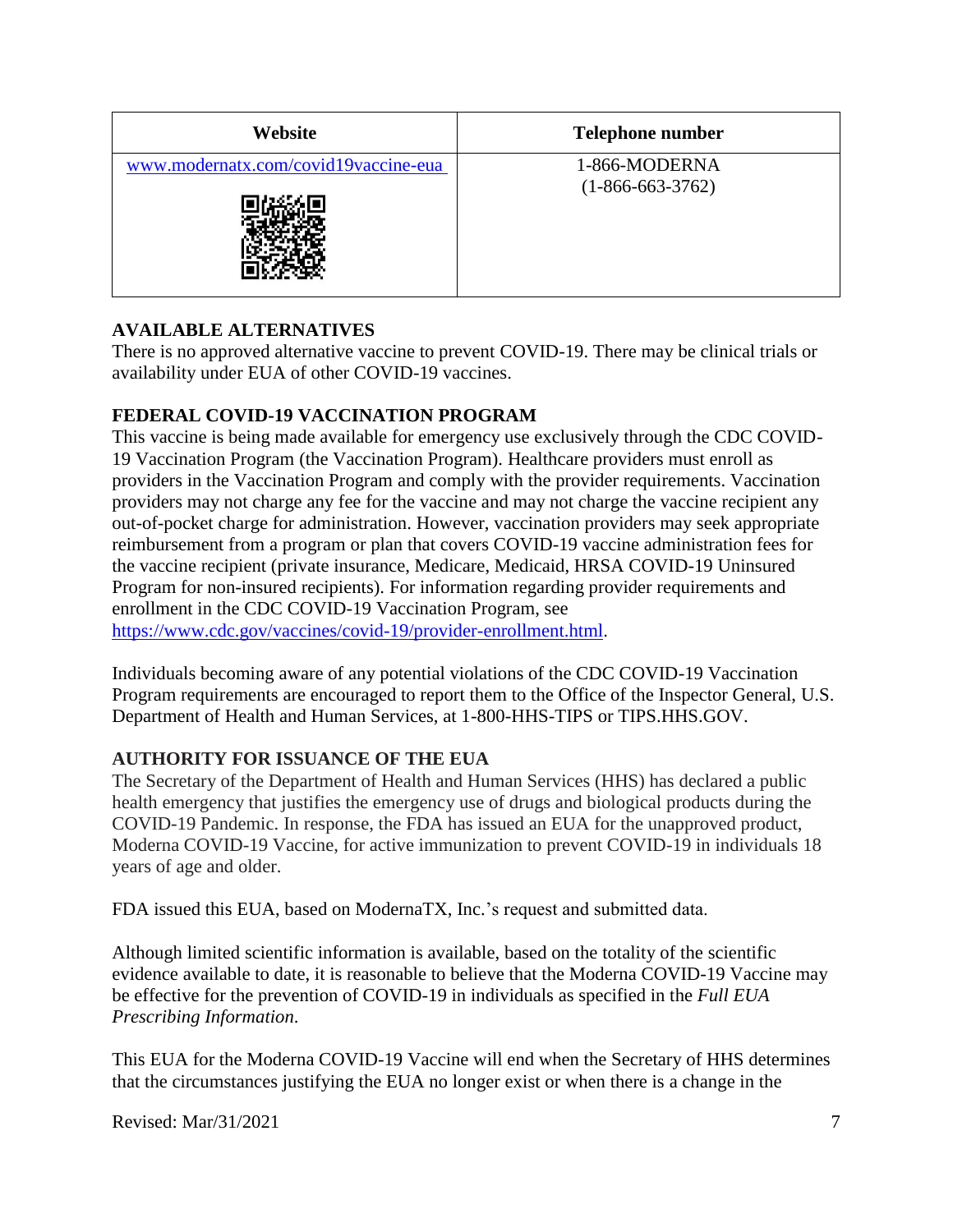| Website | Telephone number |
| --- | --- |
| www.modernatx.com/covid19vaccine-eua | 1-866-MODERNA (1-866-663-3762) |

**AVAILABLE ALTERNATIVES**

There is no approved alternative vaccine to prevent COVID-19. There may be clinical trials or availability under EUA of other COVID-19 vaccines.

**FEDERAL COVID-19 VACCINATION PROGRAM**

This vaccine is being made available for emergency use exclusively through the CDC COVID-19 Vaccination Program (the Vaccination Program). Healthcare providers must enroll as providers in the Vaccination Program and comply with the provider requirements. Vaccination providers may not charge any fee for the vaccine and may not charge the vaccine recipient any out-of-pocket charge for administration. However, vaccination providers may seek appropriate reimbursement from a program or plan that covers COVID-19 vaccine administration fees for the vaccine recipient (private insurance, Medicare, Medicaid, HRSA COVID-19 Uninsured Program for non-insured recipients). For information regarding provider requirements and enrollment in the CDC COVID-19 Vaccination Program, see https://www.cdc.gov/vaccines/covid-19/provider-enrollment.html.

Individuals becoming aware of any potential violations of the CDC COVID-19 Vaccination Program requirements are encouraged to report them to the Office of the Inspector General, U.S. Department of Health and Human Services, at 1-800-HHS-TIPS or TIPS.HHS.GOV.

**AUTHORITY FOR ISSUANCE OF THE EUA**

The Secretary of the Department of Health and Human Services (HHS) has declared a public health emergency that justifies the emergency use of drugs and biological products during the COVID-19 Pandemic. In response, the FDA has issued an EUA for the unapproved product, Moderna COVID-19 Vaccine, for active immunization to prevent COVID-19 in individuals 18 years of age and older.

FDA issued this EUA, based on ModernaTX, Inc.'s request and submitted data.

Although limited scientific information is available, based on the totality of the scientific evidence available to date, it is reasonable to believe that the Moderna COVID-19 Vaccine may be effective for the prevention of COVID-19 in individuals as specified in the *Full EUA Prescribing Information*.

This EUA for the Moderna COVID-19 Vaccine will end when the Secretary of HHS determines that the circumstances justifying the EUA no longer exist or when there is a change in the

Revised: Mar/31/2021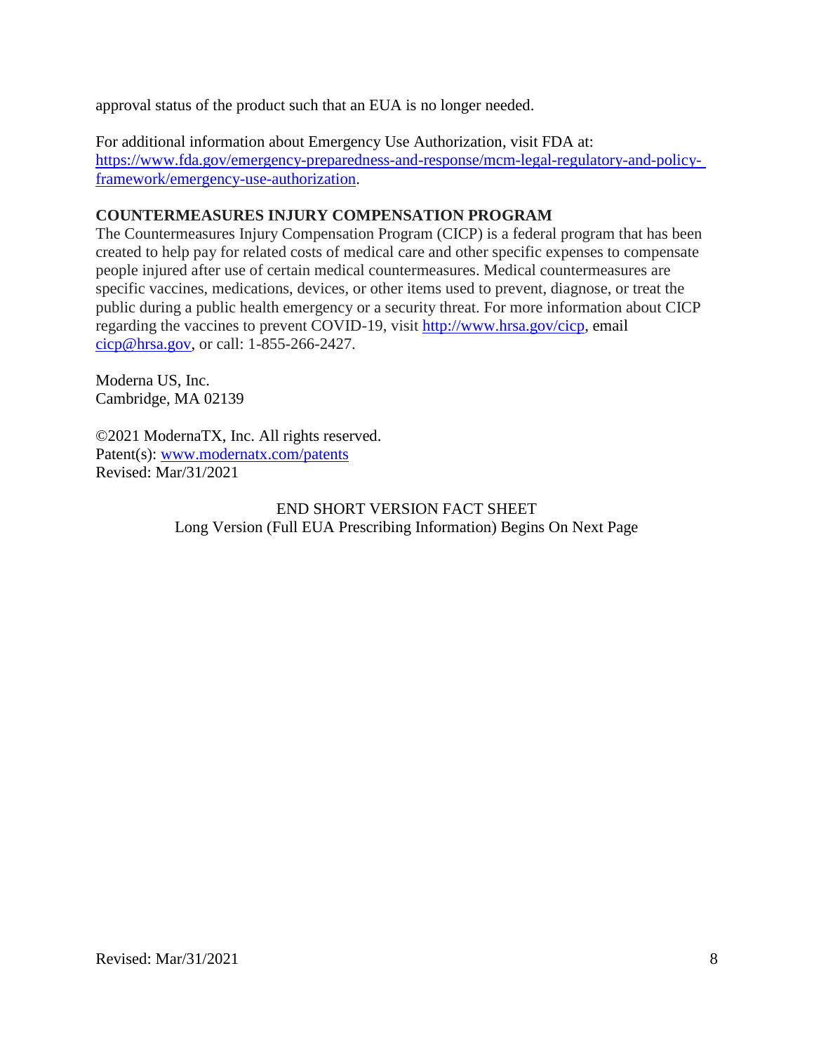approval status of the product such that an EUA is no longer needed.

For additional information about Emergency Use Authorization, visit FDA at: [https://www.fda.gov/emergency-preparedness-and-response/mcm-legal-regulatory-and-policy-framework/emergency-use-authorization](https://www.fda.gov/emergency-preparedness-and-response/mcm-legal-regulatory-and-policy-framework/emergency-use-authorization).

**COUNTERMEASURES INJURY COMPENSATION PROGRAM**

The Countermeasures Injury Compensation Program (CICP) is a federal program that has been created to help pay for related costs of medical care and other specific expenses to compensate people injured after use of certain medical countermeasures. Medical countermeasures are specific vaccines, medications, devices, or other items used to prevent, diagnose, or treat the public during a public health emergency or a security threat. For more information about CICP regarding the vaccines to prevent COVID-19, visit [http://www.hrsa.gov/cicp](http://www.hrsa.gov/cicp), email [cicp@hrsa.gov](mailto:cicp@hrsa.gov), or call: 1-855-266-2427.

Moderna US, Inc.
Cambridge, MA 02139

©2021 ModernaTX, Inc. All rights reserved.
Patent(s): [www.modernatx.com/patents](http://www.modernatx.com/patents)
Revised: Mar/31/2021

END SHORT VERSION FACT SHEET
Long Version (Full EUA Prescribing Information) Begins On Next Page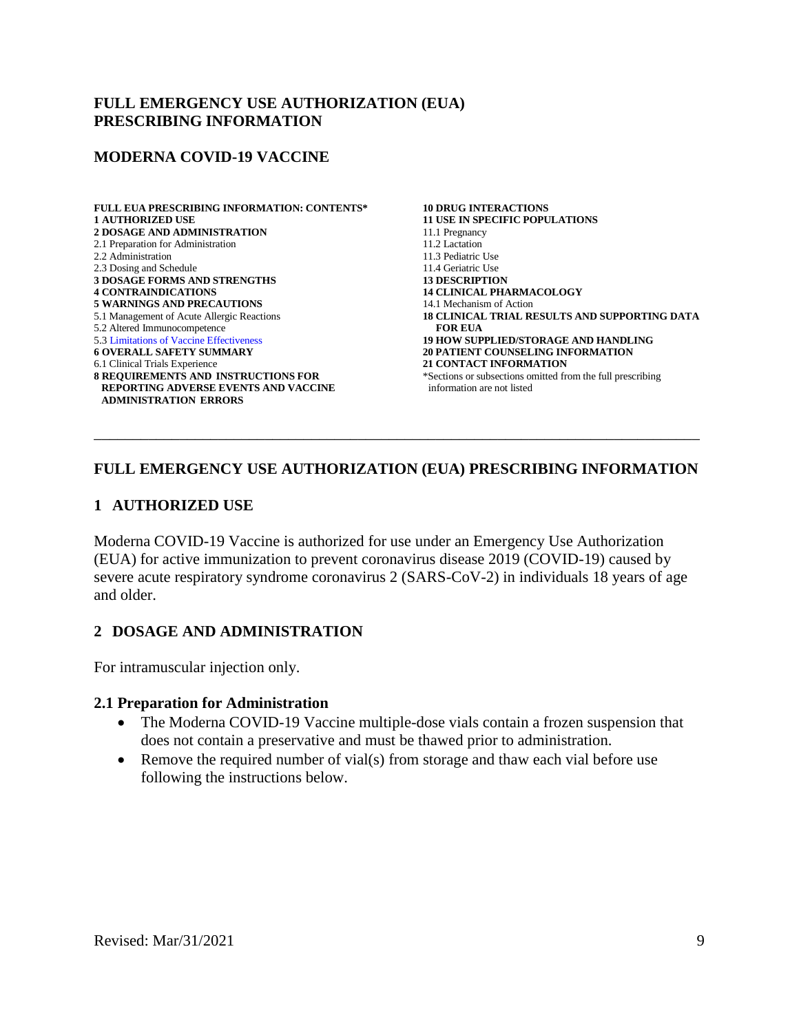# FULL EMERGENCY USE AUTHORIZATION (EUA) PRESCRIBING INFORMATION

## MODERNA COVID-19 VACCINE

**FULL EUA PRESCRIBING INFORMATION: CONTENTS***

**1 AUTHORIZED USE**

**2 DOSAGE AND ADMINISTRATION**

2.1 Preparation for Administration

2.2 Administration

2.3 Dosing and Schedule

**3 DOSAGE FORMS AND STRENGTHS**

**4 CONTRAINDICATIONS**

**5 WARNINGS AND PRECAUTIONS**

5.1 Management of Acute Allergic Reactions

5.2 Altered Immunocompetence

5.3 Limitations of Vaccine Effectiveness

**6 OVERALL SAFETY SUMMARY**

6.1 Clinical Trials Experience

**8 REQUIREMENTS AND INSTRUCTIONS FOR REPORTING ADVERSE EVENTS AND VACCINE ADMINISTRATION ERRORS**

**10 DRUG INTERACTIONS**

**11 USE IN SPECIFIC POPULATIONS**

11.1 Pregnancy

11.2 Lactation

11.3 Pediatric Use

11.4 Geriatric Use

**13 DESCRIPTION**

**14 CLINICAL PHARMACOLOGY**

14.1 Mechanism of Action

**18 CLINICAL TRIAL RESULTS AND SUPPORTING DATA FOR EUA**

**19 HOW SUPPLIED/STORAGE AND HANDLING**

**20 PATIENT COUNSELING INFORMATION**

**21 CONTACT INFORMATION**

*Sections or subsections omitted from the full prescribing information are not listed

---

# FULL EMERGENCY USE AUTHORIZATION (EUA) PRESCRIBING INFORMATION

## 1 AUTHORIZED USE

Moderna COVID-19 Vaccine is authorized for use under an Emergency Use Authorization (EUA) for active immunization to prevent coronavirus disease 2019 (COVID-19) caused by severe acute respiratory syndrome coronavirus 2 (SARS-CoV-2) in individuals 18 years of age and older.

## 2 DOSAGE AND ADMINISTRATION

For intramuscular injection only.

### 2.1 Preparation for Administration

- The Moderna COVID-19 Vaccine multiple-dose vials contain a frozen suspension that does not contain a preservative and must be thawed prior to administration.
- Remove the required number of vial(s) from storage and thaw each vial before use following the instructions below.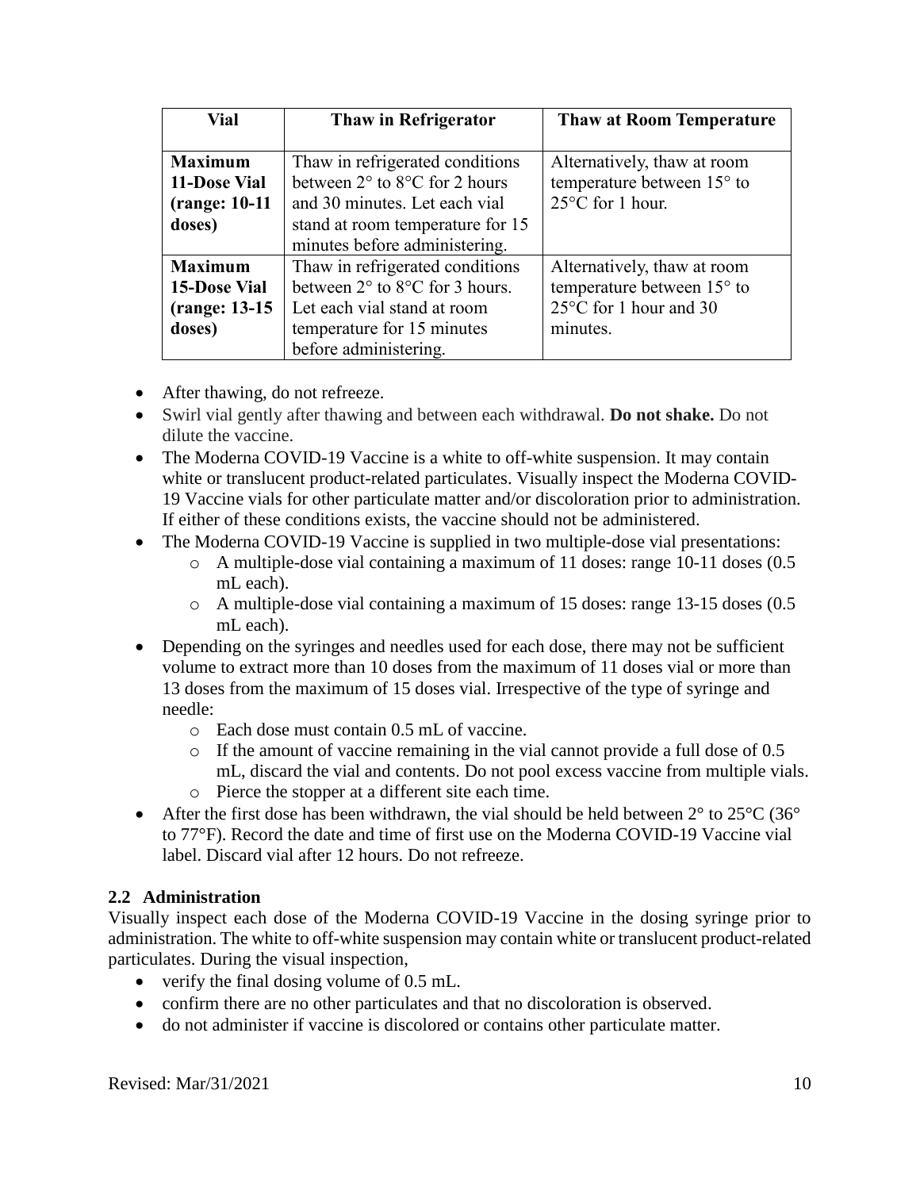| Vial | Thaw in Refrigerator | Thaw at Room Temperature |
| --- | --- | --- |
| **Maximum 11-Dose Vial (range: 10-11 doses)** | Thaw in refrigerated conditions between 2° to 8°C for 2 hours and 30 minutes. Let each vial stand at room temperature for 15 minutes before administering. | Alternatively, thaw at room temperature between 15° to 25°C for 1 hour. |
| **Maximum 15-Dose Vial (range: 13-15 doses)** | Thaw in refrigerated conditions between 2° to 8°C for 3 hours. Let each vial stand at room temperature for 15 minutes before administering. | Alternatively, thaw at room temperature between 15° to 25°C for 1 hour and 30 minutes. |

- After thawing, do not refreeze.
- Swirl vial gently after thawing and between each withdrawal. **Do not shake.** Do not dilute the vaccine.
- The Moderna COVID-19 Vaccine is a white to off-white suspension. It may contain white or translucent product-related particulates. Visually inspect the Moderna COVID-19 Vaccine vials for other particulate matter and/or discoloration prior to administration. If either of these conditions exists, the vaccine should not be administered.
- The Moderna COVID-19 Vaccine is supplied in two multiple-dose vial presentations:
    - A multiple-dose vial containing a maximum of 11 doses: range 10-11 doses (0.5 mL each).
    - A multiple-dose vial containing a maximum of 15 doses: range 13-15 doses (0.5 mL each).
- Depending on the syringes and needles used for each dose, there may not be sufficient volume to extract more than 10 doses from the maximum of 11 doses vial or more than 13 doses from the maximum of 15 doses vial. Irrespective of the type of syringe and needle:
    - Each dose must contain 0.5 mL of vaccine.
    - If the amount of vaccine remaining in the vial cannot provide a full dose of 0.5 mL, discard the vial and contents. Do not pool excess vaccine from multiple vials.
    - Pierce the stopper at a different site each time.
- After the first dose has been withdrawn, the vial should be held between 2° to 25°C (36° to 77°F). Record the date and time of first use on the Moderna COVID-19 Vaccine vial label. Discard vial after 12 hours. Do not refreeze.

### 2.2 Administration

Visually inspect each dose of the Moderna COVID-19 Vaccine in the dosing syringe prior to administration. The white to off-white suspension may contain white or translucent product-related particulates. During the visual inspection,

- verify the final dosing volume of 0.5 mL.
- confirm there are no other particulates and that no discoloration is observed.
- do not administer if vaccine is discolored or contains other particulate matter.

Revised: Mar/31/2021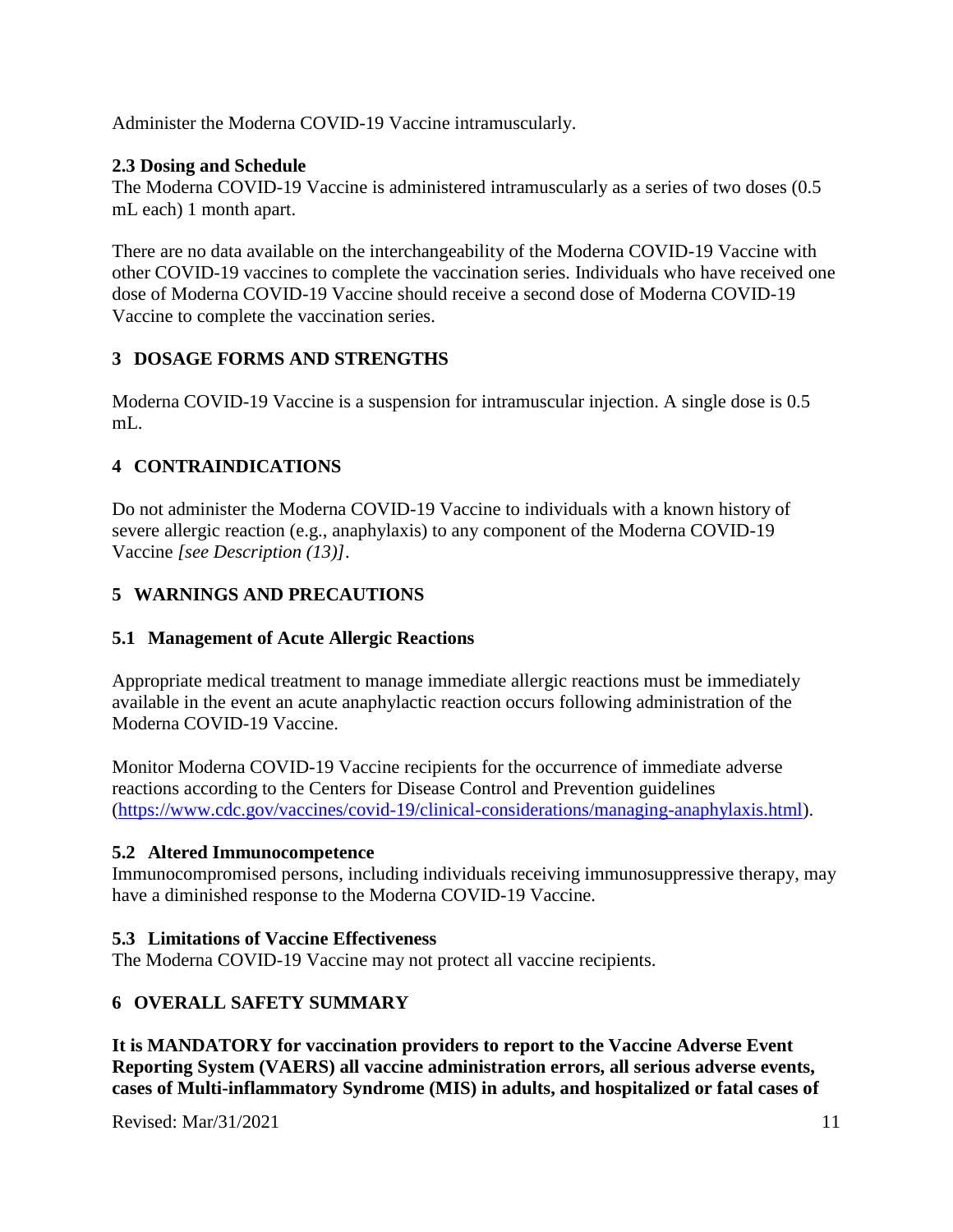Administer the Moderna COVID-19 Vaccine intramuscularly.

### 2.3 Dosing and Schedule

The Moderna COVID-19 Vaccine is administered intramuscularly as a series of two doses (0.5 mL each) 1 month apart.

There are no data available on the interchangeability of the Moderna COVID-19 Vaccine with other COVID-19 vaccines to complete the vaccination series. Individuals who have received one dose of Moderna COVID-19 Vaccine should receive a second dose of Moderna COVID-19 Vaccine to complete the vaccination series.

## 3 DOSAGE FORMS AND STRENGTHS

Moderna COVID-19 Vaccine is a suspension for intramuscular injection. A single dose is 0.5 mL.

## 4 CONTRAINDICATIONS

Do not administer the Moderna COVID-19 Vaccine to individuals with a known history of severe allergic reaction (e.g., anaphylaxis) to any component of the Moderna COVID-19 Vaccine *[see Description (13)]*.

## 5 WARNINGS AND PRECAUTIONS

### 5.1 Management of Acute Allergic Reactions

Appropriate medical treatment to manage immediate allergic reactions must be immediately available in the event an acute anaphylactic reaction occurs following administration of the Moderna COVID-19 Vaccine.

Monitor Moderna COVID-19 Vaccine recipients for the occurrence of immediate adverse reactions according to the Centers for Disease Control and Prevention guidelines (https://www.cdc.gov/vaccines/covid-19/clinical-considerations/managing-anaphylaxis.html).

### 5.2 Altered Immunocompetence

Immunocompromised persons, including individuals receiving immunosuppressive therapy, may have a diminished response to the Moderna COVID-19 Vaccine.

### 5.3 Limitations of Vaccine Effectiveness

The Moderna COVID-19 Vaccine may not protect all vaccine recipients.

## 6 OVERALL SAFETY SUMMARY

**It is MANDATORY for vaccination providers to report to the Vaccine Adverse Event Reporting System (VAERS) all vaccine administration errors, all serious adverse events, cases of Multi-inflammatory Syndrome (MIS) in adults, and hospitalized or fatal cases of**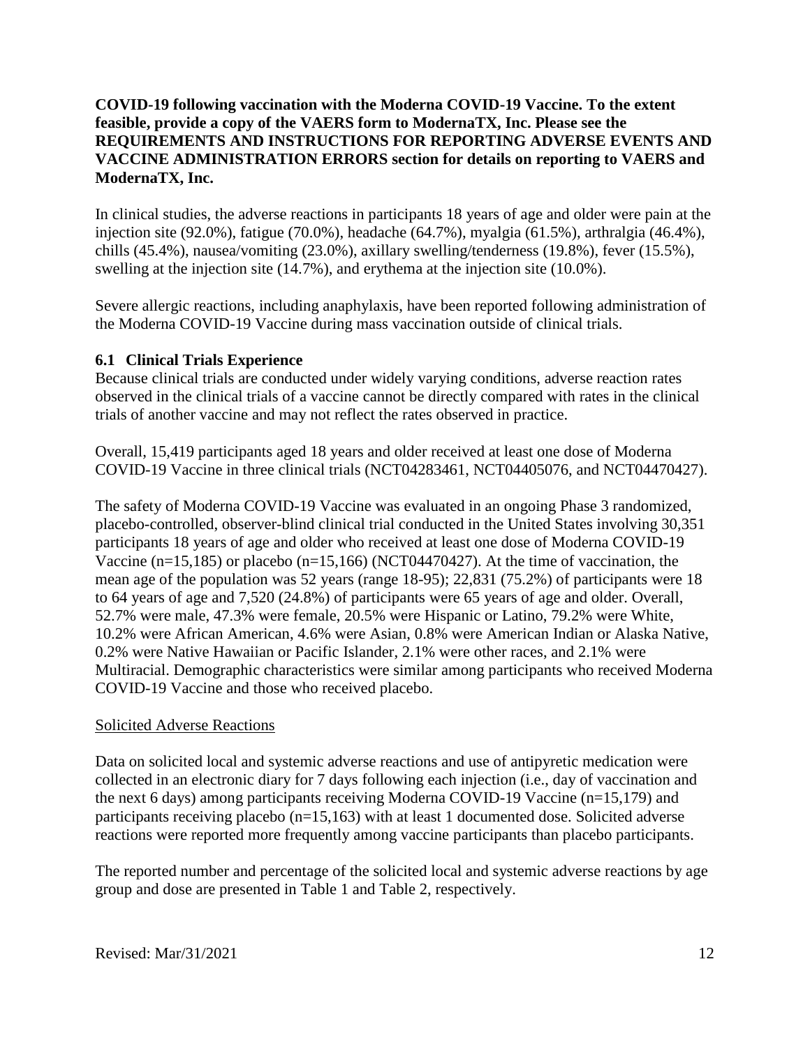**COVID-19 following vaccination with the Moderna COVID-19 Vaccine. To the extent feasible, provide a copy of the VAERS form to ModernaTX, Inc. Please see the REQUIREMENTS AND INSTRUCTIONS FOR REPORTING ADVERSE EVENTS AND VACCINE ADMINISTRATION ERRORS section for details on reporting to VAERS and ModernaTX, Inc.**

In clinical studies, the adverse reactions in participants 18 years of age and older were pain at the injection site (92.0%), fatigue (70.0%), headache (64.7%), myalgia (61.5%), arthralgia (46.4%), chills (45.4%), nausea/vomiting (23.0%), axillary swelling/tenderness (19.8%), fever (15.5%), swelling at the injection site (14.7%), and erythema at the injection site (10.0%).

Severe allergic reactions, including anaphylaxis, have been reported following administration of the Moderna COVID-19 Vaccine during mass vaccination outside of clinical trials.

### 6.1 Clinical Trials Experience

Because clinical trials are conducted under widely varying conditions, adverse reaction rates observed in the clinical trials of a vaccine cannot be directly compared with rates in the clinical trials of another vaccine and may not reflect the rates observed in practice.

Overall, 15,419 participants aged 18 years and older received at least one dose of Moderna COVID-19 Vaccine in three clinical trials (NCT04283461, NCT04405076, and NCT04470427).

The safety of Moderna COVID-19 Vaccine was evaluated in an ongoing Phase 3 randomized, placebo-controlled, observer-blind clinical trial conducted in the United States involving 30,351 participants 18 years of age and older who received at least one dose of Moderna COVID-19 Vaccine (n=15,185) or placebo (n=15,166) (NCT04470427). At the time of vaccination, the mean age of the population was 52 years (range 18-95); 22,831 (75.2%) of participants were 18 to 64 years of age and 7,520 (24.8%) of participants were 65 years of age and older. Overall, 52.7% were male, 47.3% were female, 20.5% were Hispanic or Latino, 79.2% were White, 10.2% were African American, 4.6% were Asian, 0.8% were American Indian or Alaska Native, 0.2% were Native Hawaiian or Pacific Islander, 2.1% were other races, and 2.1% were Multiracial. Demographic characteristics were similar among participants who received Moderna COVID-19 Vaccine and those who received placebo.

<u>Solicited Adverse Reactions</u>

Data on solicited local and systemic adverse reactions and use of antipyretic medication were collected in an electronic diary for 7 days following each injection (i.e., day of vaccination and the next 6 days) among participants receiving Moderna COVID-19 Vaccine (n=15,179) and participants receiving placebo (n=15,163) with at least 1 documented dose. Solicited adverse reactions were reported more frequently among vaccine participants than placebo participants.

The reported number and percentage of the solicited local and systemic adverse reactions by age group and dose are presented in Table 1 and Table 2, respectively.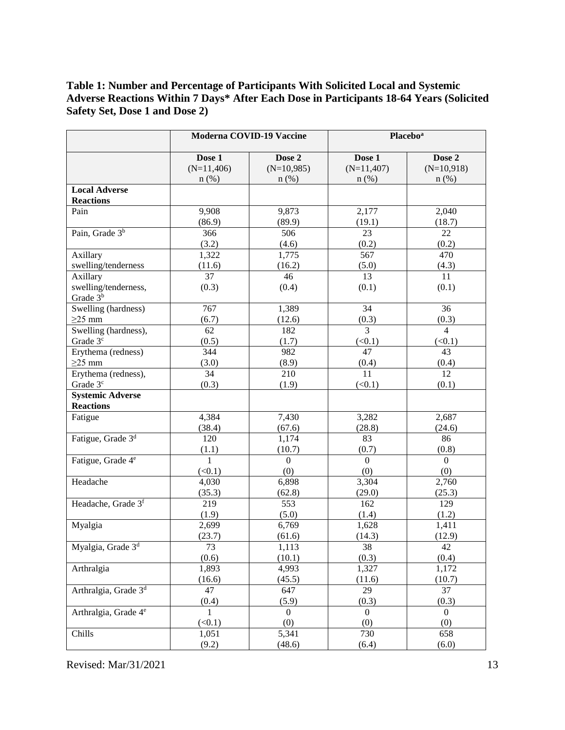**Table 1: Number and Percentage of Participants With Solicited Local and Systemic Adverse Reactions Within 7 Days* After Each Dose in Participants 18-64 Years (Solicited Safety Set, Dose 1 and Dose 2)**

| | Moderna COVID-19 Vaccine | | Placebo[a] | |
|---|---|---|---|---|
| | Dose 1 (N=11,406) n (%) | Dose 2 (N=10,985) n (%) | Dose 1 (N=11,407) n (%) | Dose 2 (N=10,918) n (%) |
| **Local Adverse Reactions** | | | | |
| Pain | 9,908 (86.9) | 9,873 (89.9) | 2,177 (19.1) | 2,040 (18.7) |
| Pain, Grade 3[b] | 366 (3.2) | 506 (4.6) | 23 (0.2) | 22 (0.2) |
| Axillary swelling/tenderness | 1,322 (11.6) | 1,775 (16.2) | 567 (5.0) | 470 (4.3) |
| Axillary swelling/tenderness, Grade 3[b] | 37 (0.3) | 46 (0.4) | 13 (0.1) | 11 (0.1) |
| Swelling (hardness) ≥25 mm | 767 (6.7) | 1,389 (12.6) | 34 (0.3) | 36 (0.3) |
| Swelling (hardness), Grade 3[c] | 62 (0.5) | 182 (1.7) | 3 (<0.1) | 4 (<0.1) |
| Erythema (redness) ≥25 mm | 344 (3.0) | 982 (8.9) | 47 (0.4) | 43 (0.4) |
| Erythema (redness), Grade 3[c] | 34 (0.3) | 210 (1.9) | 11 (<0.1) | 12 (0.1) |
| **Systemic Adverse Reactions** | | | | |
| Fatigue | 4,384 (38.4) | 7,430 (67.6) | 3,282 (28.8) | 2,687 (24.6) |
| Fatigue, Grade 3[d] | 120 (1.1) | 1,174 (10.7) | 83 (0.7) | 86 (0.8) |
| Fatigue, Grade 4[e] | 1 (<0.1) | 0 (0) | 0 (0) | 0 (0) |
| Headache | 4,030 (35.3) | 6,898 (62.8) | 3,304 (29.0) | 2,760 (25.3) |
| Headache, Grade 3[f] | 219 (1.9) | 553 (5.0) | 162 (1.4) | 129 (1.2) |
| Myalgia | 2,699 (23.7) | 6,769 (61.6) | 1,628 (14.3) | 1,411 (12.9) |
| Myalgia, Grade 3[d] | 73 (0.6) | 1,113 (10.1) | 38 (0.3) | 42 (0.4) |
| Arthralgia | 1,893 (16.6) | 4,993 (45.5) | 1,327 (11.6) | 1,172 (10.7) |
| Arthralgia, Grade 3[d] | 47 (0.4) | 647 (5.9) | 29 (0.3) | 37 (0.3) |
| Arthralgia, Grade 4[e] | 1 (<0.1) | 0 (0) | 0 (0) | 0 (0) |
| Chills | 1,051 (9.2) | 5,341 (48.6) | 730 (6.4) | 658 (6.0) |

Revised: Mar/31/2021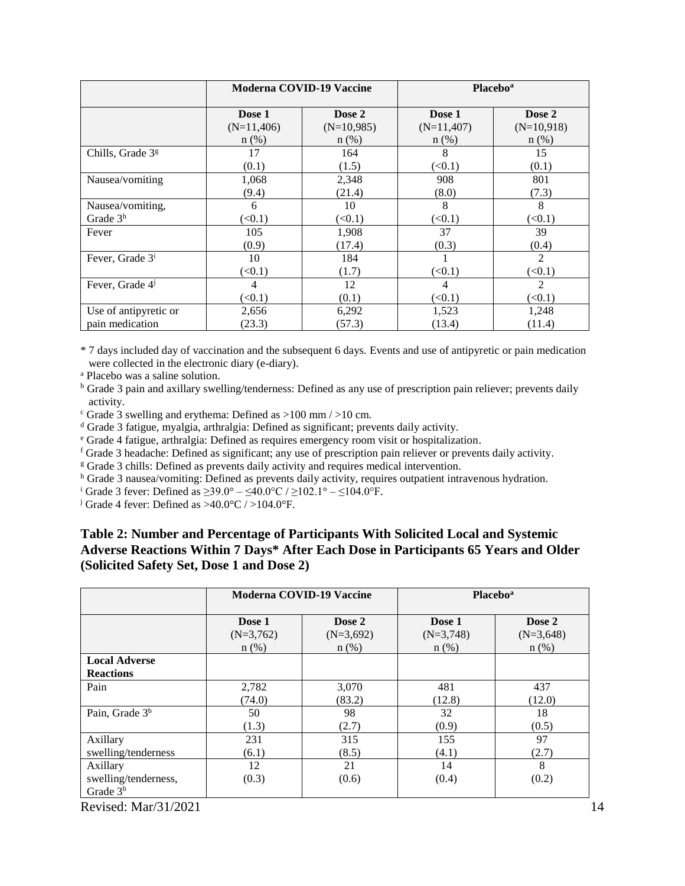| | Moderna COVID-19 Vaccine | | Placebo[a] | |
|---|---|---|---|---|
| | Dose 1 (N=11,406) n (%) | Dose 2 (N=10,985) n (%) | Dose 1 (N=11,407) n (%) | Dose 2 (N=10,918) n (%) |
| Chills, Grade 3[g] | 17 (0.1) | 164 (1.5) | 8 (<0.1) | 15 (0.1) |
| Nausea/vomiting | 1,068 (9.4) | 2,348 (21.4) | 908 (8.0) | 801 (7.3) |
| Nausea/vomiting, Grade 3[h] | 6 (<0.1) | 10 (<0.1) | 8 (<0.1) | 8 (<0.1) |
| Fever | 105 (0.9) | 1,908 (17.4) | 37 (0.3) | 39 (0.4) |
| Fever, Grade 3[i] | 10 (<0.1) | 184 (1.7) | 1 (<0.1) | 2 (<0.1) |
| Fever, Grade 4[j] | 4 (<0.1) | 12 (0.1) | 4 (<0.1) | 2 (<0.1) |
| Use of antipyretic or pain medication | 2,656 (23.3) | 6,292 (57.3) | 1,523 (13.4) | 1,248 (11.4) |

* 7 days included day of vaccination and the subsequent 6 days. Events and use of antipyretic or pain medication were collected in the electronic diary (e-diary).

[a] Placebo was a saline solution.

[b] Grade 3 pain and axillary swelling/tenderness: Defined as any use of prescription pain reliever; prevents daily activity.

[c] Grade 3 swelling and erythema: Defined as >100 mm / >10 cm.

[d] Grade 3 fatigue, myalgia, arthralgia: Defined as significant; prevents daily activity.

[e] Grade 4 fatigue, arthralgia: Defined as requires emergency room visit or hospitalization.

[f] Grade 3 headache: Defined as significant; any use of prescription pain reliever or prevents daily activity.

[g] Grade 3 chills: Defined as prevents daily activity and requires medical intervention.

[h] Grade 3 nausea/vomiting: Defined as prevents daily activity, requires outpatient intravenous hydration.

[i] Grade 3 fever: Defined as ≥39.0° – ≤40.0°C / ≥102.1° – ≤104.0°F.

[j] Grade 4 fever: Defined as >40.0°C / >104.0°F.

### Table 2: Number and Percentage of Participants With Solicited Local and Systemic Adverse Reactions Within 7 Days* After Each Dose in Participants 65 Years and Older (Solicited Safety Set, Dose 1 and Dose 2)

| | Moderna COVID-19 Vaccine | | Placebo[a] | |
|---|---|---|---|---|
| | Dose 1 (N=3,762) n (%) | Dose 2 (N=3,692) n (%) | Dose 1 (N=3,748) n (%) | Dose 2 (N=3,648) n (%) |
| **Local Adverse Reactions** | | | | |
| Pain | 2,782 (74.0) | 3,070 (83.2) | 481 (12.8) | 437 (12.0) |
| Pain, Grade 3[b] | 50 (1.3) | 98 (2.7) | 32 (0.9) | 18 (0.5) |
| Axillary swelling/tenderness | 231 (6.1) | 315 (8.5) | 155 (4.1) | 97 (2.7) |
| Axillary swelling/tenderness, Grade 3[b] | 12 (0.3) | 21 (0.6) | 14 (0.4) | 8 (0.2) |

Revised: Mar/31/2021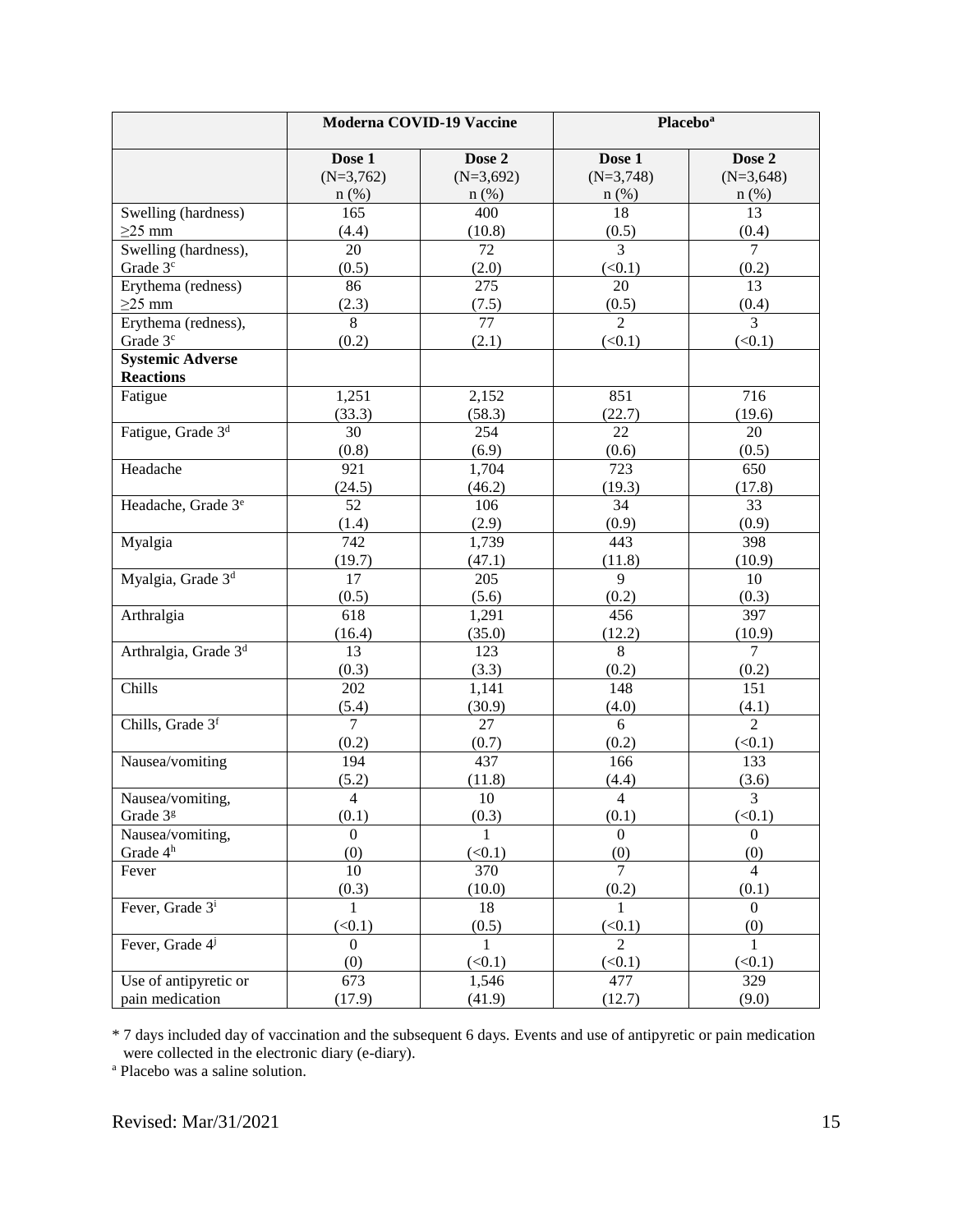| | Moderna COVID-19 Vaccine | | Placebo[a] | |
|---|---|---|---|---|
| | Dose 1 (N=3,762) n (%) | Dose 2 (N=3,692) n (%) | Dose 1 (N=3,748) n (%) | Dose 2 (N=3,648) n (%) |
| Swelling (hardness) ≥25 mm | 165 (4.4) | 400 (10.8) | 18 (0.5) | 13 (0.4) |
| Swelling (hardness), Grade 3[c] | 20 (0.5) | 72 (2.0) | 3 (<0.1) | 7 (0.2) |
| Erythema (redness) ≥25 mm | 86 (2.3) | 275 (7.5) | 20 (0.5) | 13 (0.4) |
| Erythema (redness), Grade 3[c] | 8 (0.2) | 77 (2.1) | 2 (<0.1) | 3 (<0.1) |
| **Systemic Adverse Reactions** | | | | |
| Fatigue | 1,251 (33.3) | 2,152 (58.3) | 851 (22.7) | 716 (19.6) |
| Fatigue, Grade 3[d] | 30 (0.8) | 254 (6.9) | 22 (0.6) | 20 (0.5) |
| Headache | 921 (24.5) | 1,704 (46.2) | 723 (19.3) | 650 (17.8) |
| Headache, Grade 3[e] | 52 (1.4) | 106 (2.9) | 34 (0.9) | 33 (0.9) |
| Myalgia | 742 (19.7) | 1,739 (47.1) | 443 (11.8) | 398 (10.9) |
| Myalgia, Grade 3[d] | 17 (0.5) | 205 (5.6) | 9 (0.2) | 10 (0.3) |
| Arthralgia | 618 (16.4) | 1,291 (35.0) | 456 (12.2) | 397 (10.9) |
| Arthralgia, Grade 3[d] | 13 (0.3) | 123 (3.3) | 8 (0.2) | 7 (0.2) |
| Chills | 202 (5.4) | 1,141 (30.9) | 148 (4.0) | 151 (4.1) |
| Chills, Grade 3[f] | 7 (0.2) | 27 (0.7) | 6 (0.2) | 2 (<0.1) |
| Nausea/vomiting | 194 (5.2) | 437 (11.8) | 166 (4.4) | 133 (3.6) |
| Nausea/vomiting, Grade 3[g] | 4 (0.1) | 10 (0.3) | 4 (0.1) | 3 (<0.1) |
| Nausea/vomiting, Grade 4[h] | 0 (0) | 1 (<0.1) | 0 (0) | 0 (0) |
| Fever | 10 (0.3) | 370 (10.0) | 7 (0.2) | 4 (0.1) |
| Fever, Grade 3[i] | 1 (<0.1) | 18 (0.5) | 1 (<0.1) | 0 (0) |
| Fever, Grade 4[j] | 0 (0) | 1 (<0.1) | 2 (<0.1) | 1 (<0.1) |
| Use of antipyretic or pain medication | 673 (17.9) | 1,546 (41.9) | 477 (12.7) | 329 (9.0) |

* 7 days included day of vaccination and the subsequent 6 days. Events and use of antipyretic or pain medication were collected in the electronic diary (e-diary).

[a] Placebo was a saline solution.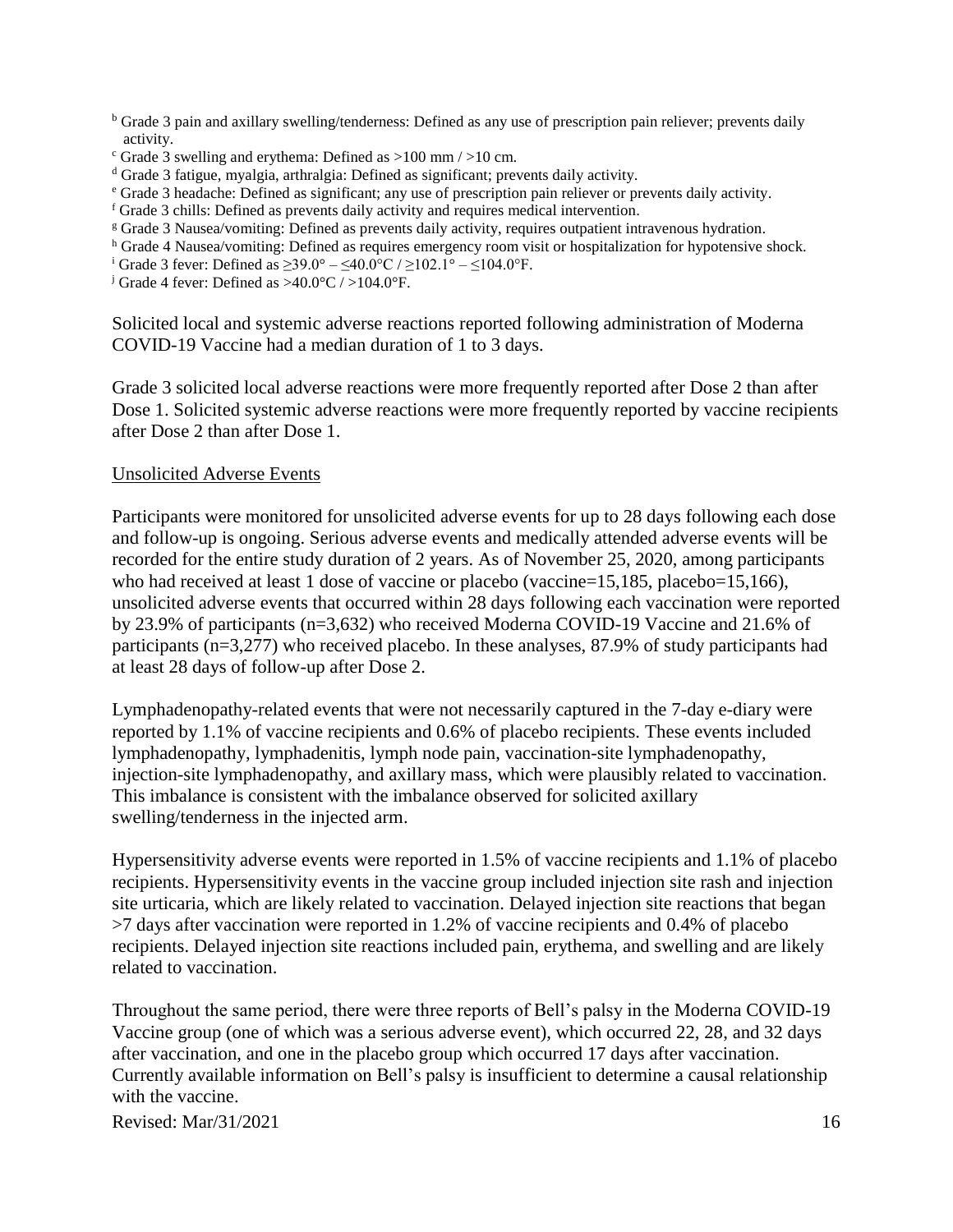[b] Grade 3 pain and axillary swelling/tenderness: Defined as any use of prescription pain reliever; prevents daily activity.

[c] Grade 3 swelling and erythema: Defined as >100 mm / >10 cm.

[d] Grade 3 fatigue, myalgia, arthralgia: Defined as significant; prevents daily activity.

[e] Grade 3 headache: Defined as significant; any use of prescription pain reliever or prevents daily activity.

[f] Grade 3 chills: Defined as prevents daily activity and requires medical intervention.

[g] Grade 3 Nausea/vomiting: Defined as prevents daily activity, requires outpatient intravenous hydration.

[h] Grade 4 Nausea/vomiting: Defined as requires emergency room visit or hospitalization for hypotensive shock.

[i] Grade 3 fever: Defined as ≥39.0° – ≤40.0°C / ≥102.1° – ≤104.0°F.

[j] Grade 4 fever: Defined as >40.0°C / >104.0°F.

Solicited local and systemic adverse reactions reported following administration of Moderna COVID-19 Vaccine had a median duration of 1 to 3 days.

Grade 3 solicited local adverse reactions were more frequently reported after Dose 2 than after Dose 1. Solicited systemic adverse reactions were more frequently reported by vaccine recipients after Dose 2 than after Dose 1.

Unsolicited Adverse Events

Participants were monitored for unsolicited adverse events for up to 28 days following each dose and follow-up is ongoing. Serious adverse events and medically attended adverse events will be recorded for the entire study duration of 2 years. As of November 25, 2020, among participants who had received at least 1 dose of vaccine or placebo (vaccine=15,185, placebo=15,166), unsolicited adverse events that occurred within 28 days following each vaccination were reported by 23.9% of participants (n=3,632) who received Moderna COVID-19 Vaccine and 21.6% of participants (n=3,277) who received placebo. In these analyses, 87.9% of study participants had at least 28 days of follow-up after Dose 2.

Lymphadenopathy-related events that were not necessarily captured in the 7-day e-diary were reported by 1.1% of vaccine recipients and 0.6% of placebo recipients. These events included lymphadenopathy, lymphadenitis, lymph node pain, vaccination-site lymphadenopathy, injection-site lymphadenopathy, and axillary mass, which were plausibly related to vaccination. This imbalance is consistent with the imbalance observed for solicited axillary swelling/tenderness in the injected arm.

Hypersensitivity adverse events were reported in 1.5% of vaccine recipients and 1.1% of placebo recipients. Hypersensitivity events in the vaccine group included injection site rash and injection site urticaria, which are likely related to vaccination. Delayed injection site reactions that began >7 days after vaccination were reported in 1.2% of vaccine recipients and 0.4% of placebo recipients. Delayed injection site reactions included pain, erythema, and swelling and are likely related to vaccination.

Throughout the same period, there were three reports of Bell's palsy in the Moderna COVID-19 Vaccine group (one of which was a serious adverse event), which occurred 22, 28, and 32 days after vaccination, and one in the placebo group which occurred 17 days after vaccination. Currently available information on Bell's palsy is insufficient to determine a causal relationship with the vaccine.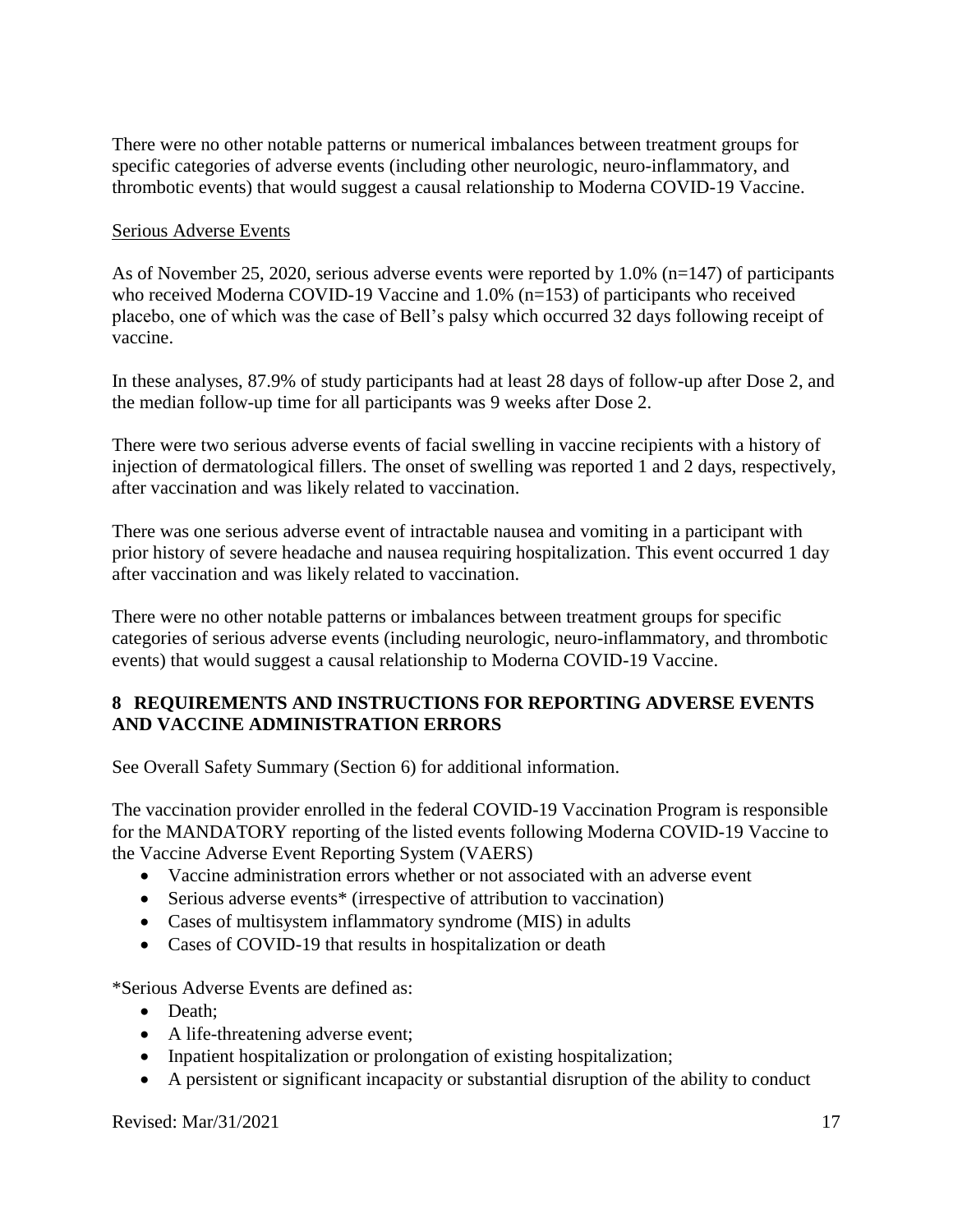There were no other notable patterns or numerical imbalances between treatment groups for specific categories of adverse events (including other neurologic, neuro-inflammatory, and thrombotic events) that would suggest a causal relationship to Moderna COVID-19 Vaccine.

Serious Adverse Events

As of November 25, 2020, serious adverse events were reported by 1.0% (n=147) of participants who received Moderna COVID-19 Vaccine and 1.0% (n=153) of participants who received placebo, one of which was the case of Bell's palsy which occurred 32 days following receipt of vaccine.

In these analyses, 87.9% of study participants had at least 28 days of follow-up after Dose 2, and the median follow-up time for all participants was 9 weeks after Dose 2.

There were two serious adverse events of facial swelling in vaccine recipients with a history of injection of dermatological fillers. The onset of swelling was reported 1 and 2 days, respectively, after vaccination and was likely related to vaccination.

There was one serious adverse event of intractable nausea and vomiting in a participant with prior history of severe headache and nausea requiring hospitalization. This event occurred 1 day after vaccination and was likely related to vaccination.

There were no other notable patterns or imbalances between treatment groups for specific categories of serious adverse events (including neurologic, neuro-inflammatory, and thrombotic events) that would suggest a causal relationship to Moderna COVID-19 Vaccine.

## 8 REQUIREMENTS AND INSTRUCTIONS FOR REPORTING ADVERSE EVENTS AND VACCINE ADMINISTRATION ERRORS

See Overall Safety Summary (Section 6) for additional information.

The vaccination provider enrolled in the federal COVID-19 Vaccination Program is responsible for the MANDATORY reporting of the listed events following Moderna COVID-19 Vaccine to the Vaccine Adverse Event Reporting System (VAERS)

- Vaccine administration errors whether or not associated with an adverse event
- Serious adverse events* (irrespective of attribution to vaccination)
- Cases of multisystem inflammatory syndrome (MIS) in adults
- Cases of COVID-19 that results in hospitalization or death

*Serious Adverse Events are defined as:

- Death;
- A life-threatening adverse event;
- Inpatient hospitalization or prolongation of existing hospitalization;
- A persistent or significant incapacity or substantial disruption of the ability to conduct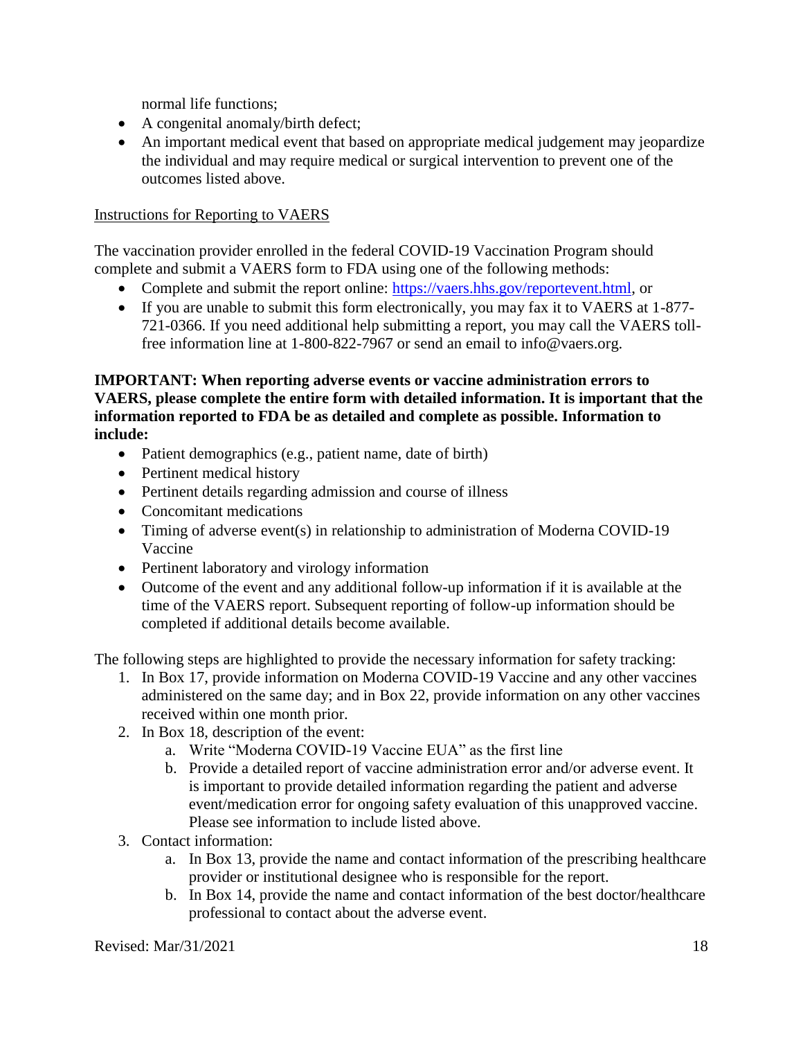normal life functions;

- A congenital anomaly/birth defect;
- An important medical event that based on appropriate medical judgement may jeopardize the individual and may require medical or surgical intervention to prevent one of the outcomes listed above.

Instructions for Reporting to VAERS

The vaccination provider enrolled in the federal COVID-19 Vaccination Program should complete and submit a VAERS form to FDA using one of the following methods:

- Complete and submit the report online: https://vaers.hhs.gov/reportevent.html, or
- If you are unable to submit this form electronically, you may fax it to VAERS at 1-877-721-0366. If you need additional help submitting a report, you may call the VAERS toll-free information line at 1-800-822-7967 or send an email to info@vaers.org.

**IMPORTANT: When reporting adverse events or vaccine administration errors to VAERS, please complete the entire form with detailed information. It is important that the information reported to FDA be as detailed and complete as possible. Information to include:**

- Patient demographics (e.g., patient name, date of birth)
- Pertinent medical history
- Pertinent details regarding admission and course of illness
- Concomitant medications
- Timing of adverse event(s) in relationship to administration of Moderna COVID-19 Vaccine
- Pertinent laboratory and virology information
- Outcome of the event and any additional follow-up information if it is available at the time of the VAERS report. Subsequent reporting of follow-up information should be completed if additional details become available.

The following steps are highlighted to provide the necessary information for safety tracking:

1. In Box 17, provide information on Moderna COVID-19 Vaccine and any other vaccines administered on the same day; and in Box 22, provide information on any other vaccines received within one month prior.
2. In Box 18, description of the event:
   a. Write "Moderna COVID-19 Vaccine EUA" as the first line
   b. Provide a detailed report of vaccine administration error and/or adverse event. It is important to provide detailed information regarding the patient and adverse event/medication error for ongoing safety evaluation of this unapproved vaccine. Please see information to include listed above.
3. Contact information:
   a. In Box 13, provide the name and contact information of the prescribing healthcare provider or institutional designee who is responsible for the report.
   b. In Box 14, provide the name and contact information of the best doctor/healthcare professional to contact about the adverse event.

Revised: Mar/31/2021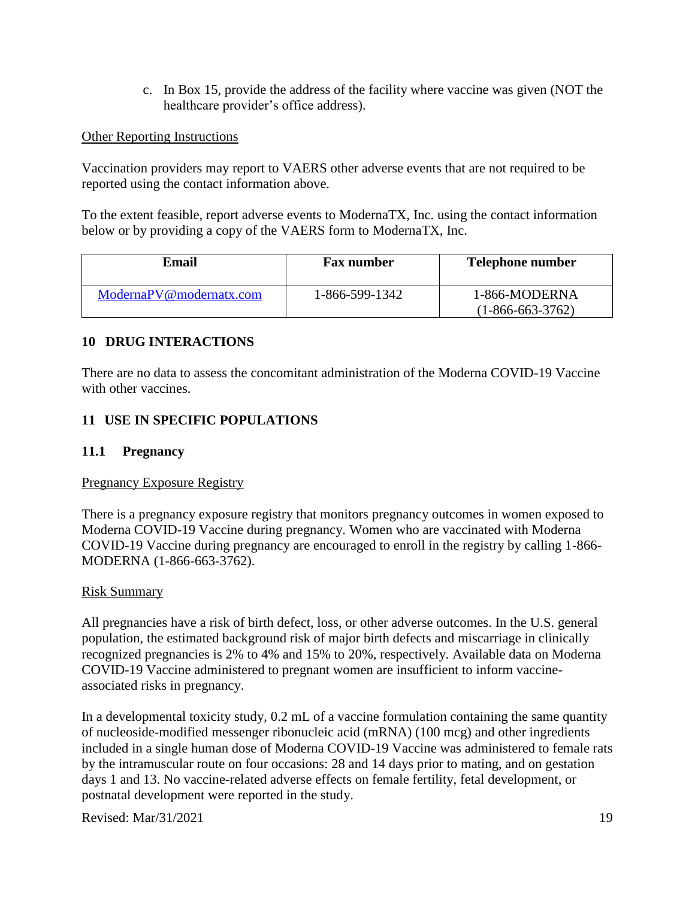c. In Box 15, provide the address of the facility where vaccine was given (NOT the healthcare provider's office address).

<u>Other Reporting Instructions</u>

Vaccination providers may report to VAERS other adverse events that are not required to be reported using the contact information above.

To the extent feasible, report adverse events to ModernaTX, Inc. using the contact information below or by providing a copy of the VAERS form to ModernaTX, Inc.

| Email | Fax number | Telephone number |
| --- | --- | --- |
| ModernaPV@modernatx.com | 1-866-599-1342 | 1-866-MODERNA (1-866-663-3762) |

## 10 DRUG INTERACTIONS

There are no data to assess the concomitant administration of the Moderna COVID-19 Vaccine with other vaccines.

## 11 USE IN SPECIFIC POPULATIONS

### 11.1 Pregnancy

<u>Pregnancy Exposure Registry</u>

There is a pregnancy exposure registry that monitors pregnancy outcomes in women exposed to Moderna COVID-19 Vaccine during pregnancy. Women who are vaccinated with Moderna COVID-19 Vaccine during pregnancy are encouraged to enroll in the registry by calling 1-866-MODERNA (1-866-663-3762).

<u>Risk Summary</u>

All pregnancies have a risk of birth defect, loss, or other adverse outcomes. In the U.S. general population, the estimated background risk of major birth defects and miscarriage in clinically recognized pregnancies is 2% to 4% and 15% to 20%, respectively. Available data on Moderna COVID-19 Vaccine administered to pregnant women are insufficient to inform vaccine-associated risks in pregnancy.

In a developmental toxicity study, 0.2 mL of a vaccine formulation containing the same quantity of nucleoside-modified messenger ribonucleic acid (mRNA) (100 mcg) and other ingredients included in a single human dose of Moderna COVID-19 Vaccine was administered to female rats by the intramuscular route on four occasions: 28 and 14 days prior to mating, and on gestation days 1 and 13. No vaccine-related adverse effects on female fertility, fetal development, or postnatal development were reported in the study.

Revised: Mar/31/2021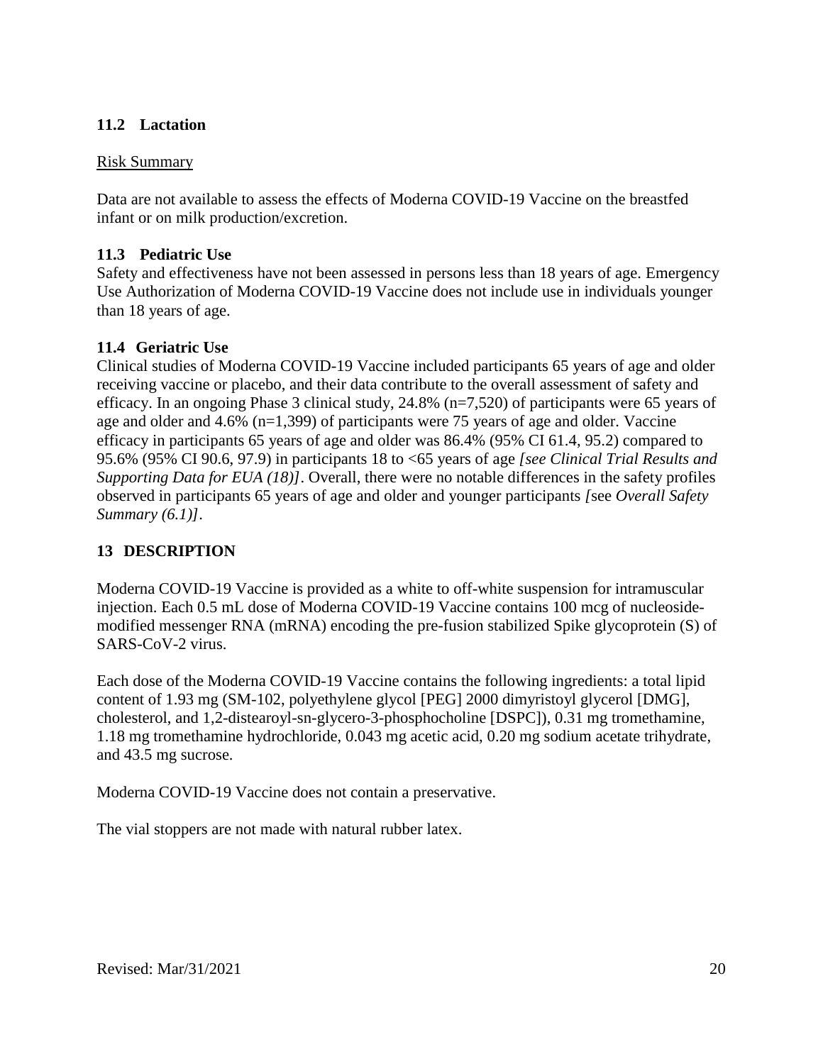### 11.2 Lactation

Risk Summary

Data are not available to assess the effects of Moderna COVID-19 Vaccine on the breastfed infant or on milk production/excretion.

### 11.3 Pediatric Use

Safety and effectiveness have not been assessed in persons less than 18 years of age. Emergency Use Authorization of Moderna COVID-19 Vaccine does not include use in individuals younger than 18 years of age.

### 11.4 Geriatric Use

Clinical studies of Moderna COVID-19 Vaccine included participants 65 years of age and older receiving vaccine or placebo, and their data contribute to the overall assessment of safety and efficacy. In an ongoing Phase 3 clinical study, 24.8% (n=7,520) of participants were 65 years of age and older and 4.6% (n=1,399) of participants were 75 years of age and older. Vaccine efficacy in participants 65 years of age and older was 86.4% (95% CI 61.4, 95.2) compared to 95.6% (95% CI 90.6, 97.9) in participants 18 to <65 years of age *[see Clinical Trial Results and Supporting Data for EUA (18)]*. Overall, there were no notable differences in the safety profiles observed in participants 65 years of age and older and younger participants *[*see *Overall Safety Summary (6.1)]*.

## 13 DESCRIPTION

Moderna COVID-19 Vaccine is provided as a white to off-white suspension for intramuscular injection. Each 0.5 mL dose of Moderna COVID-19 Vaccine contains 100 mcg of nucleoside-modified messenger RNA (mRNA) encoding the pre-fusion stabilized Spike glycoprotein (S) of SARS-CoV-2 virus.

Each dose of the Moderna COVID-19 Vaccine contains the following ingredients: a total lipid content of 1.93 mg (SM-102, polyethylene glycol [PEG] 2000 dimyristoyl glycerol [DMG], cholesterol, and 1,2-distearoyl-sn-glycero-3-phosphocholine [DSPC]), 0.31 mg tromethamine, 1.18 mg tromethamine hydrochloride, 0.043 mg acetic acid, 0.20 mg sodium acetate trihydrate, and 43.5 mg sucrose.

Moderna COVID-19 Vaccine does not contain a preservative.

The vial stoppers are not made with natural rubber latex.

Revised: Mar/31/2021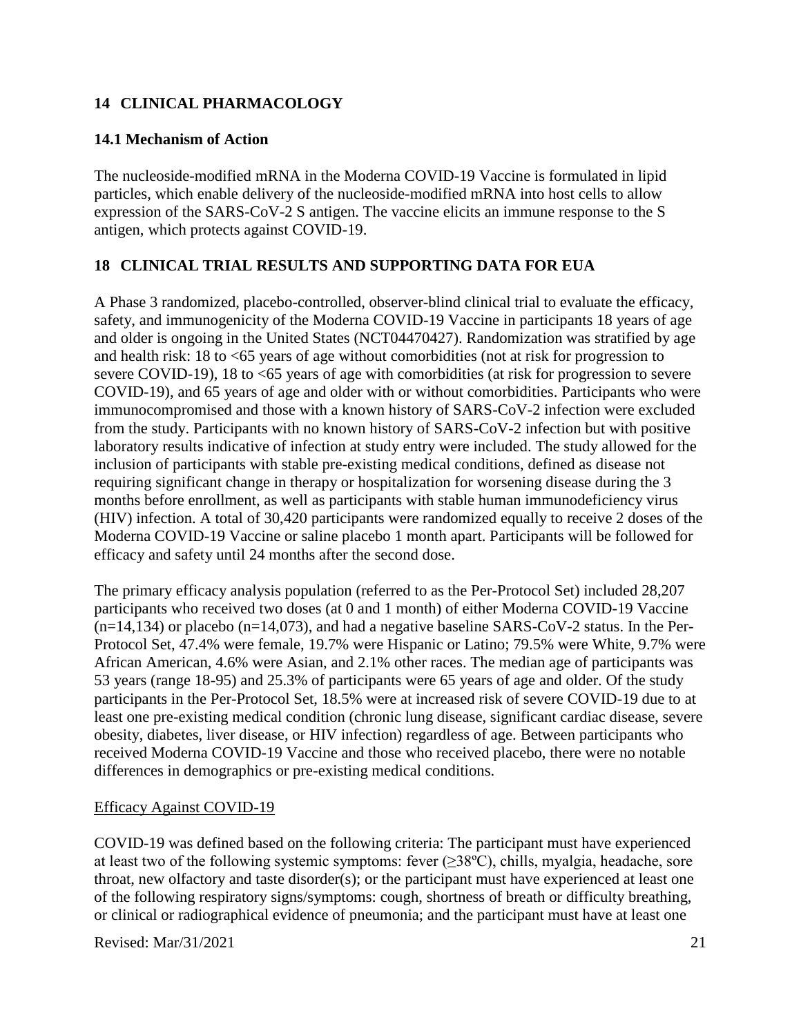## 14 CLINICAL PHARMACOLOGY

### 14.1 Mechanism of Action

The nucleoside-modified mRNA in the Moderna COVID-19 Vaccine is formulated in lipid particles, which enable delivery of the nucleoside-modified mRNA into host cells to allow expression of the SARS-CoV-2 S antigen. The vaccine elicits an immune response to the S antigen, which protects against COVID-19.

## 18 CLINICAL TRIAL RESULTS AND SUPPORTING DATA FOR EUA

A Phase 3 randomized, placebo-controlled, observer-blind clinical trial to evaluate the efficacy, safety, and immunogenicity of the Moderna COVID-19 Vaccine in participants 18 years of age and older is ongoing in the United States (NCT04470427). Randomization was stratified by age and health risk: 18 to <65 years of age without comorbidities (not at risk for progression to severe COVID-19), 18 to <65 years of age with comorbidities (at risk for progression to severe COVID-19), and 65 years of age and older with or without comorbidities. Participants who were immunocompromised and those with a known history of SARS-CoV-2 infection were excluded from the study. Participants with no known history of SARS-CoV-2 infection but with positive laboratory results indicative of infection at study entry were included. The study allowed for the inclusion of participants with stable pre-existing medical conditions, defined as disease not requiring significant change in therapy or hospitalization for worsening disease during the 3 months before enrollment, as well as participants with stable human immunodeficiency virus (HIV) infection. A total of 30,420 participants were randomized equally to receive 2 doses of the Moderna COVID-19 Vaccine or saline placebo 1 month apart. Participants will be followed for efficacy and safety until 24 months after the second dose.

The primary efficacy analysis population (referred to as the Per-Protocol Set) included 28,207 participants who received two doses (at 0 and 1 month) of either Moderna COVID-19 Vaccine (n=14,134) or placebo (n=14,073), and had a negative baseline SARS-CoV-2 status. In the Per-Protocol Set, 47.4% were female, 19.7% were Hispanic or Latino; 79.5% were White, 9.7% were African American, 4.6% were Asian, and 2.1% other races. The median age of participants was 53 years (range 18-95) and 25.3% of participants were 65 years of age and older. Of the study participants in the Per-Protocol Set, 18.5% were at increased risk of severe COVID-19 due to at least one pre-existing medical condition (chronic lung disease, significant cardiac disease, severe obesity, diabetes, liver disease, or HIV infection) regardless of age. Between participants who received Moderna COVID-19 Vaccine and those who received placebo, there were no notable differences in demographics or pre-existing medical conditions.

Efficacy Against COVID-19

COVID-19 was defined based on the following criteria: The participant must have experienced at least two of the following systemic symptoms: fever (≥38ºC), chills, myalgia, headache, sore throat, new olfactory and taste disorder(s); or the participant must have experienced at least one of the following respiratory signs/symptoms: cough, shortness of breath or difficulty breathing, or clinical or radiographical evidence of pneumonia; and the participant must have at least one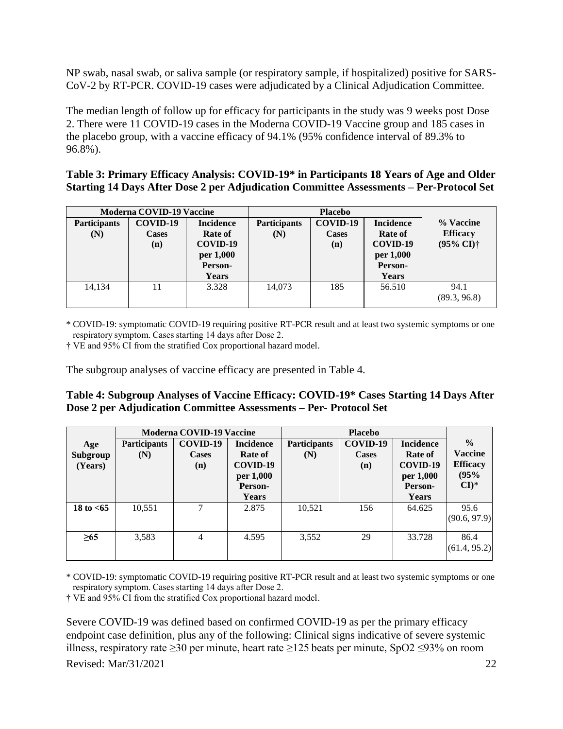NP swab, nasal swab, or saliva sample (or respiratory sample, if hospitalized) positive for SARS-CoV-2 by RT-PCR. COVID-19 cases were adjudicated by a Clinical Adjudication Committee.

The median length of follow up for efficacy for participants in the study was 9 weeks post Dose 2. There were 11 COVID-19 cases in the Moderna COVID-19 Vaccine group and 185 cases in the placebo group, with a vaccine efficacy of 94.1% (95% confidence interval of 89.3% to 96.8%).

**Table 3: Primary Efficacy Analysis: COVID-19* in Participants 18 Years of Age and Older Starting 14 Days After Dose 2 per Adjudication Committee Assessments – Per-Protocol Set**

| Moderna COVID-19 Vaccine | | | Placebo | | | |
|---|---|---|---|---|---|---|
| Participants (N) | COVID-19 Cases (n) | Incidence Rate of COVID-19 per 1,000 Person-Years | Participants (N) | COVID-19 Cases (n) | Incidence Rate of COVID-19 per 1,000 Person-Years | % Vaccine Efficacy (95% CI)† |
| 14,134 | 11 | 3.328 | 14,073 | 185 | 56.510 | 94.1 (89.3, 96.8) |

\* COVID-19: symptomatic COVID-19 requiring positive RT-PCR result and at least two systemic symptoms or one respiratory symptom. Cases starting 14 days after Dose 2.

† VE and 95% CI from the stratified Cox proportional hazard model.

The subgroup analyses of vaccine efficacy are presented in Table 4.

**Table 4: Subgroup Analyses of Vaccine Efficacy: COVID-19* Cases Starting 14 Days After Dose 2 per Adjudication Committee Assessments – Per- Protocol Set**

| | Moderna COVID-19 Vaccine | | | Placebo | | | |
|---|---|---|---|---|---|---|---|
| Age Subgroup (Years) | Participants (N) | COVID-19 Cases (n) | Incidence Rate of COVID-19 per 1,000 Person-Years | Participants (N) | COVID-19 Cases (n) | Incidence Rate of COVID-19 per 1,000 Person-Years | % Vaccine Efficacy (95% CI)* |
| **18 to <65** | 10,551 | 7 | 2.875 | 10,521 | 156 | 64.625 | 95.6 (90.6, 97.9) |
| **≥65** | 3,583 | 4 | 4.595 | 3,552 | 29 | 33.728 | 86.4 (61.4, 95.2) |

\* COVID-19: symptomatic COVID-19 requiring positive RT-PCR result and at least two systemic symptoms or one respiratory symptom. Cases starting 14 days after Dose 2.

† VE and 95% CI from the stratified Cox proportional hazard model.

Severe COVID-19 was defined based on confirmed COVID-19 as per the primary efficacy endpoint case definition, plus any of the following: Clinical signs indicative of severe systemic illness, respiratory rate ≥30 per minute, heart rate ≥125 beats per minute, $SpO_2$ ≤93% on room

Revised: Mar/31/2021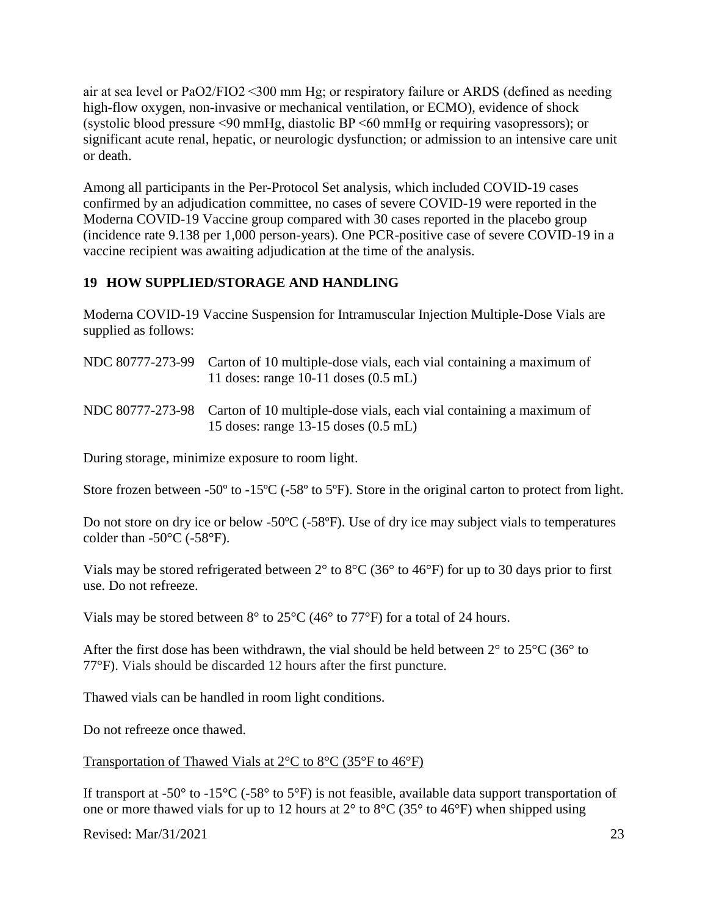air at sea level or PaO2/FIO2 <300 mm Hg; or respiratory failure or ARDS (defined as needing high-flow oxygen, non-invasive or mechanical ventilation, or ECMO), evidence of shock (systolic blood pressure <90 mmHg, diastolic BP <60 mmHg or requiring vasopressors); or significant acute renal, hepatic, or neurologic dysfunction; or admission to an intensive care unit or death.

Among all participants in the Per-Protocol Set analysis, which included COVID-19 cases confirmed by an adjudication committee, no cases of severe COVID-19 were reported in the Moderna COVID-19 Vaccine group compared with 30 cases reported in the placebo group (incidence rate 9.138 per 1,000 person-years). One PCR-positive case of severe COVID-19 in a vaccine recipient was awaiting adjudication at the time of the analysis.

## 19 HOW SUPPLIED/STORAGE AND HANDLING

Moderna COVID-19 Vaccine Suspension for Intramuscular Injection Multiple-Dose Vials are supplied as follows:

NDC 80777-273-99 Carton of 10 multiple-dose vials, each vial containing a maximum of 11 doses: range 10-11 doses (0.5 mL)

NDC 80777-273-98 Carton of 10 multiple-dose vials, each vial containing a maximum of 15 doses: range 13-15 doses (0.5 mL)

During storage, minimize exposure to room light.

Store frozen between -50º to -15ºC (-58º to 5ºF). Store in the original carton to protect from light.

Do not store on dry ice or below -50ºC (-58ºF). Use of dry ice may subject vials to temperatures colder than -50°C (-58°F).

Vials may be stored refrigerated between 2° to 8°C (36° to 46°F) for up to 30 days prior to first use. Do not refreeze.

Vials may be stored between 8° to 25°C (46° to 77°F) for a total of 24 hours.

After the first dose has been withdrawn, the vial should be held between 2° to 25°C (36° to 77°F). Vials should be discarded 12 hours after the first puncture.

Thawed vials can be handled in room light conditions.

Do not refreeze once thawed.

Transportation of Thawed Vials at 2°C to 8°C (35°F to 46°F)

If transport at -50° to -15°C (-58° to 5°F) is not feasible, available data support transportation of one or more thawed vials for up to 12 hours at 2° to 8°C (35° to 46°F) when shipped using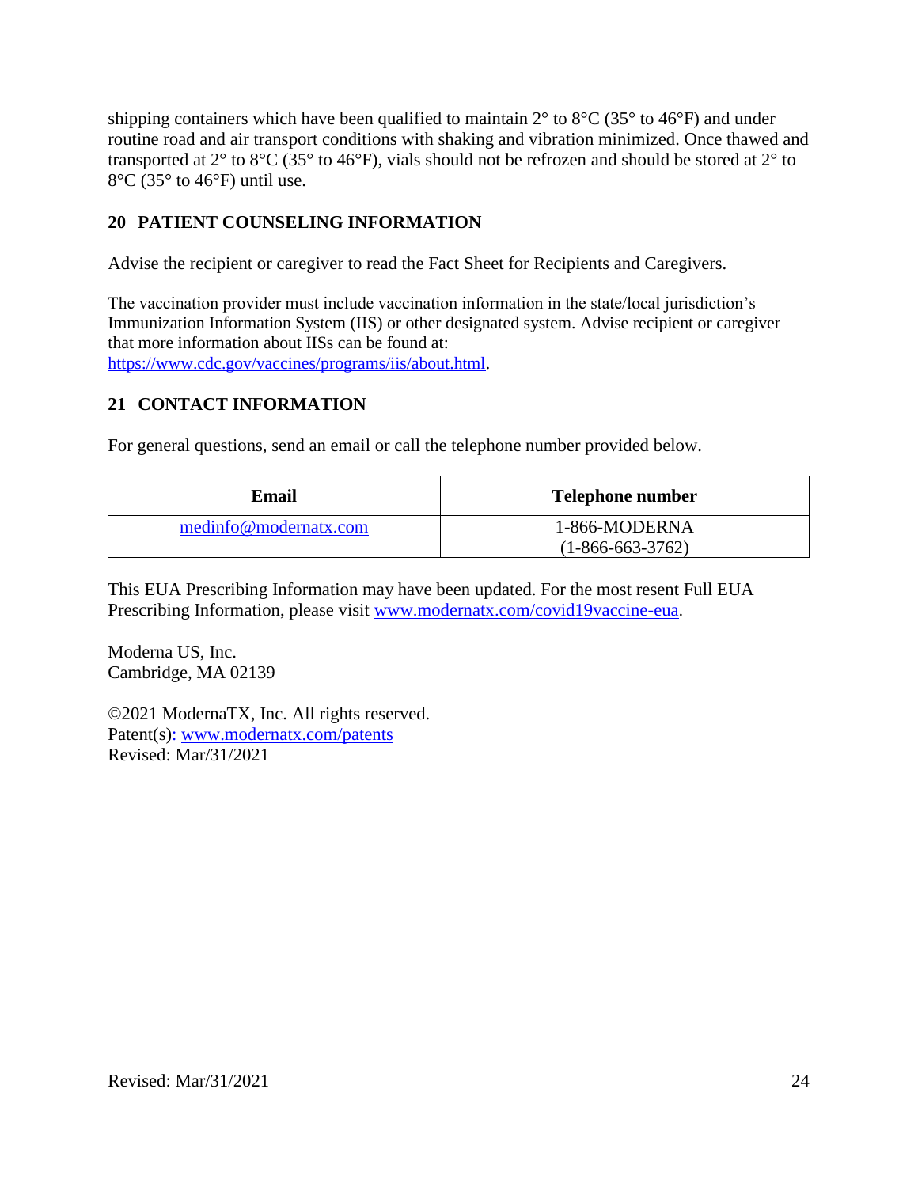shipping containers which have been qualified to maintain 2° to 8°C (35° to 46°F) and under routine road and air transport conditions with shaking and vibration minimized. Once thawed and transported at 2° to 8°C (35° to 46°F), vials should not be refrozen and should be stored at 2° to 8°C (35° to 46°F) until use.

## 20 PATIENT COUNSELING INFORMATION

Advise the recipient or caregiver to read the Fact Sheet for Recipients and Caregivers.

The vaccination provider must include vaccination information in the state/local jurisdiction's Immunization Information System (IIS) or other designated system. Advise recipient or caregiver that more information about IISs can be found at: https://www.cdc.gov/vaccines/programs/iis/about.html.

## 21 CONTACT INFORMATION

For general questions, send an email or call the telephone number provided below.

| Email | Telephone number |
|---|---|
| medinfo@modernatx.com | 1-866-MODERNA (1-866-663-3762) |

This EUA Prescribing Information may have been updated. For the most resent Full EUA Prescribing Information, please visit www.modernatx.com/covid19vaccine-eua.

Moderna US, Inc.
Cambridge, MA 02139

©2021 ModernaTX, Inc. All rights reserved.
Patent(s): www.modernatx.com/patents
Revised: Mar/31/2021